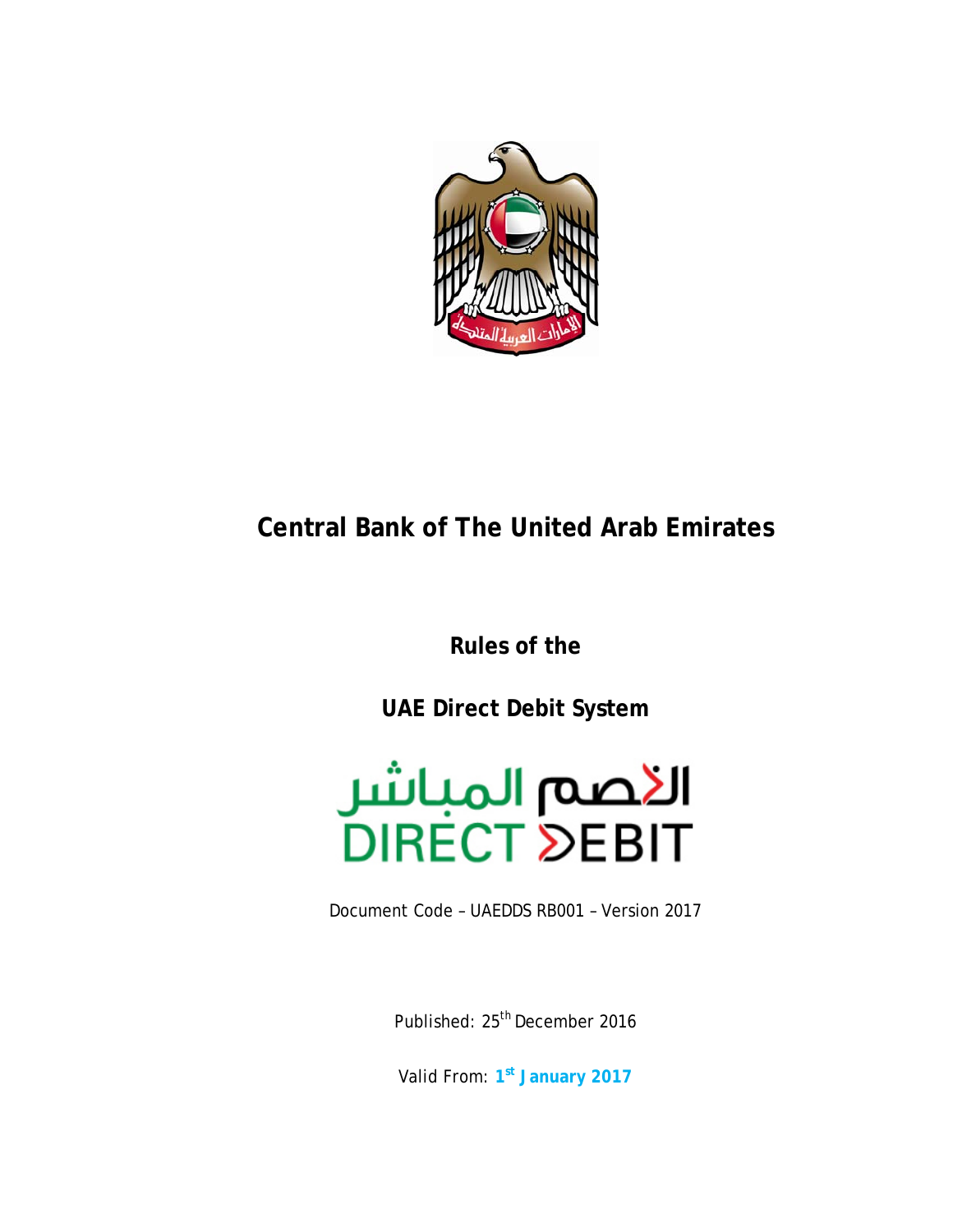# Central Bank of The United Arab Emirates

## Rules of the

## UAE Direct Debit System

الخصم المباشر
DIRECT DEBIT

Document Code – UAEDDS RB001 – Version 2017

Published: 25th December 2016

Valid From: **1st January 2017**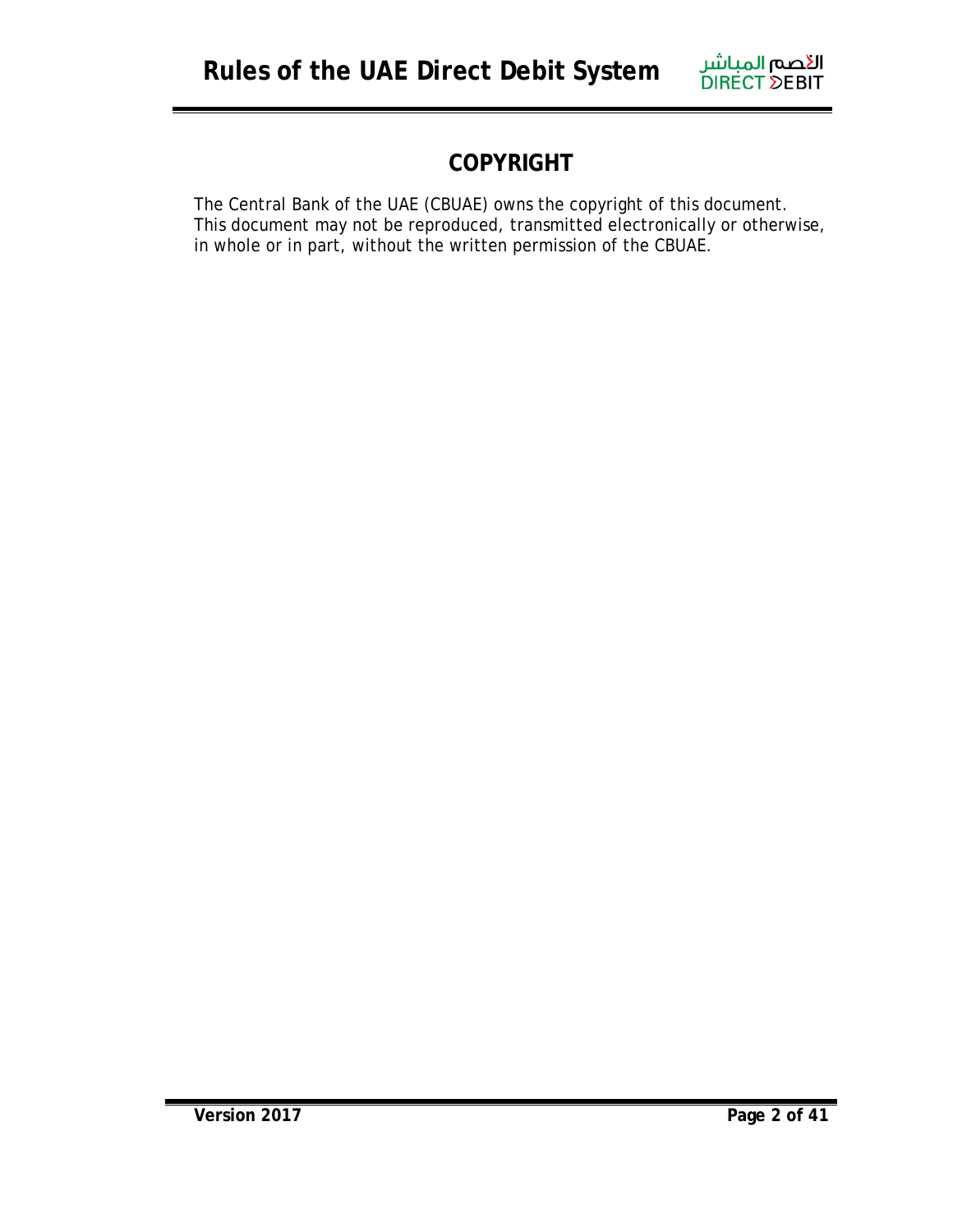# COPYRIGHT

The Central Bank of the UAE (CBUAE) owns the copyright of this document. This document may not be reproduced, transmitted electronically or otherwise, in whole or in part, without the written permission of the CBUAE.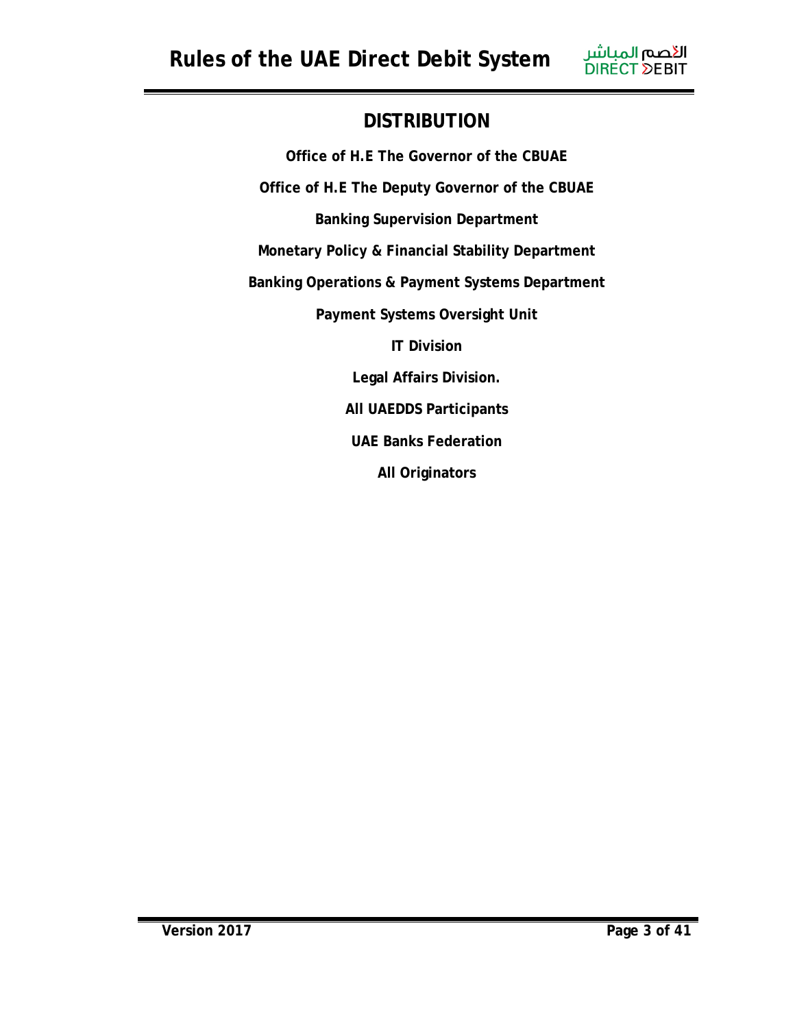# DISTRIBUTION

**Office of H.E The Governor of the CBUAE**

**Office of H.E The Deputy Governor of the CBUAE**

**Banking Supervision Department**

**Monetary Policy & Financial Stability Department**

**Banking Operations & Payment Systems Department**

**Payment Systems Oversight Unit**

**IT Division**

**Legal Affairs Division.**

**All UAEDDS Participants**

**UAE Banks Federation**

**All Originators**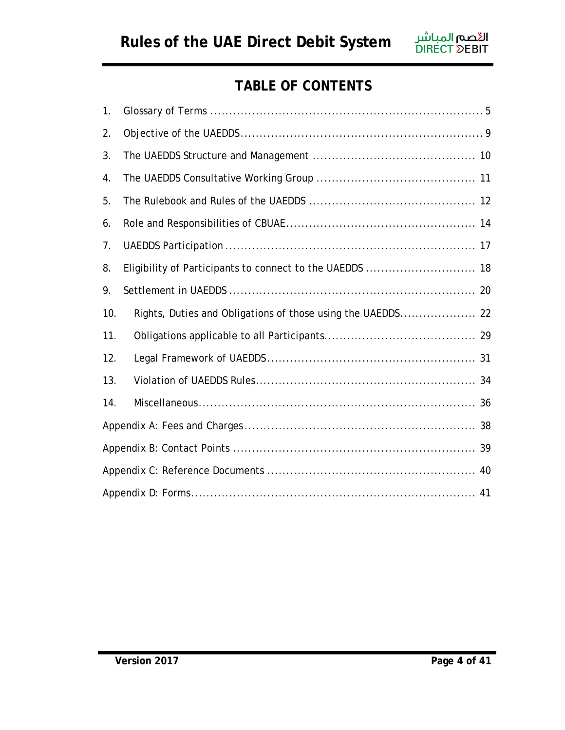# TABLE OF CONTENTS

1. Glossary of Terms ........................................................................ 5
2. Objective of the UAEDDS................................................................ 9
3. The UAEDDS Structure and Management ........................................... 10
4. The UAEDDS Consultative Working Group .......................................... 11
5. The Rulebook and Rules of the UAEDDS ............................................ 12
6. Role and Responsibilities of CBUAE.................................................. 14
7. UAEDDS Participation .................................................................. 17
8. Eligibility of Participants to connect to the UAEDDS ............................. 18
9. Settlement in UAEDDS .................................................................. 20
10. Rights, Duties and Obligations of those using the UAEDDS.................... 22
11. Obligations applicable to all Participants........................................ 29
12. Legal Framework of UAEDDS....................................................... 31
13. Violation of UAEDDS Rules.......................................................... 34
14. Miscellaneous.......................................................................... 36

Appendix A: Fees and Charges............................................................. 38

Appendix B: Contact Points ................................................................ 39

Appendix C: Reference Documents ....................................................... 40

Appendix D: Forms.......................................................................... 41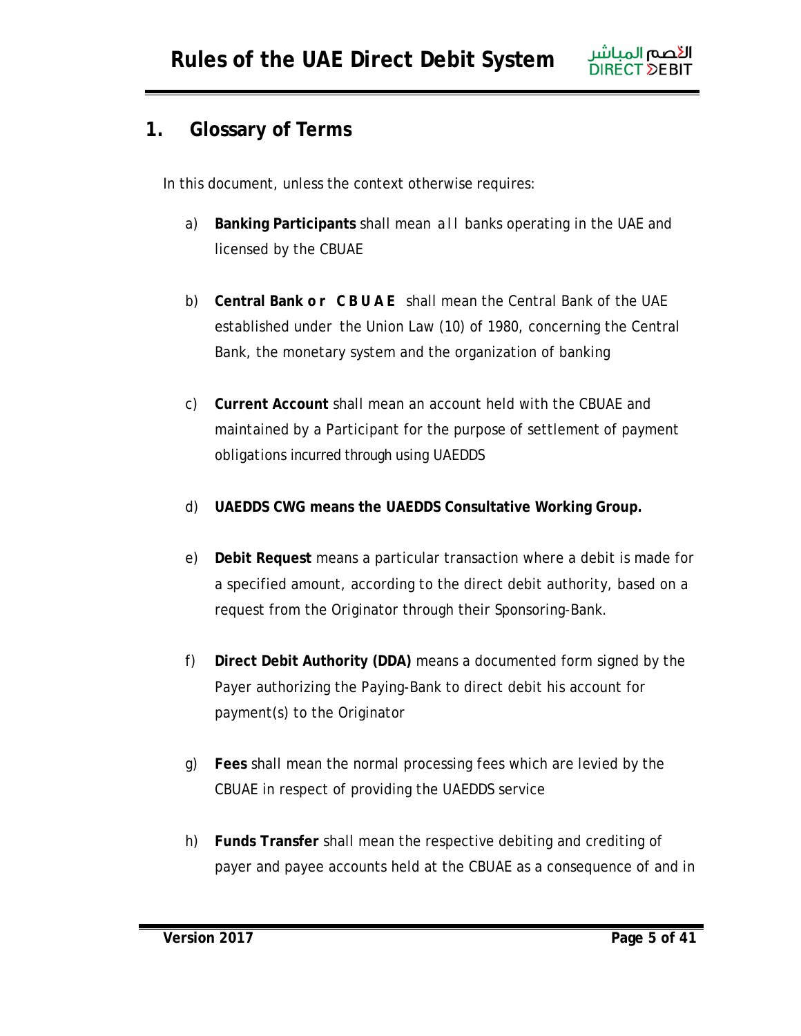## 1. Glossary of Terms

In this document, unless the context otherwise requires:

a) **Banking Participants** shall mean all banks operating in the UAE and licensed by the CBUAE

b) **Central Bank or CBUAE** shall mean the Central Bank of the UAE established under the Union Law (10) of 1980, concerning the Central Bank, the monetary system and the organization of banking

c) **Current Account** shall mean an account held with the CBUAE and maintained by a Participant for the purpose of settlement of payment obligations incurred through using UAEDDS

d) **UAEDDS CWG means the UAEDDS Consultative Working Group.**

e) **Debit Request** means a particular transaction where a debit is made for a specified amount, according to the direct debit authority, based on a request from the Originator through their Sponsoring-Bank.

f) **Direct Debit Authority (DDA)** means a documented form signed by the Payer authorizing the Paying-Bank to direct debit his account for payment(s) to the Originator

g) **Fees** shall mean the normal processing fees which are levied by the CBUAE in respect of providing the UAEDDS service

h) **Funds Transfer** shall mean the respective debiting and crediting of payer and payee accounts held at the CBUAE as a consequence of and in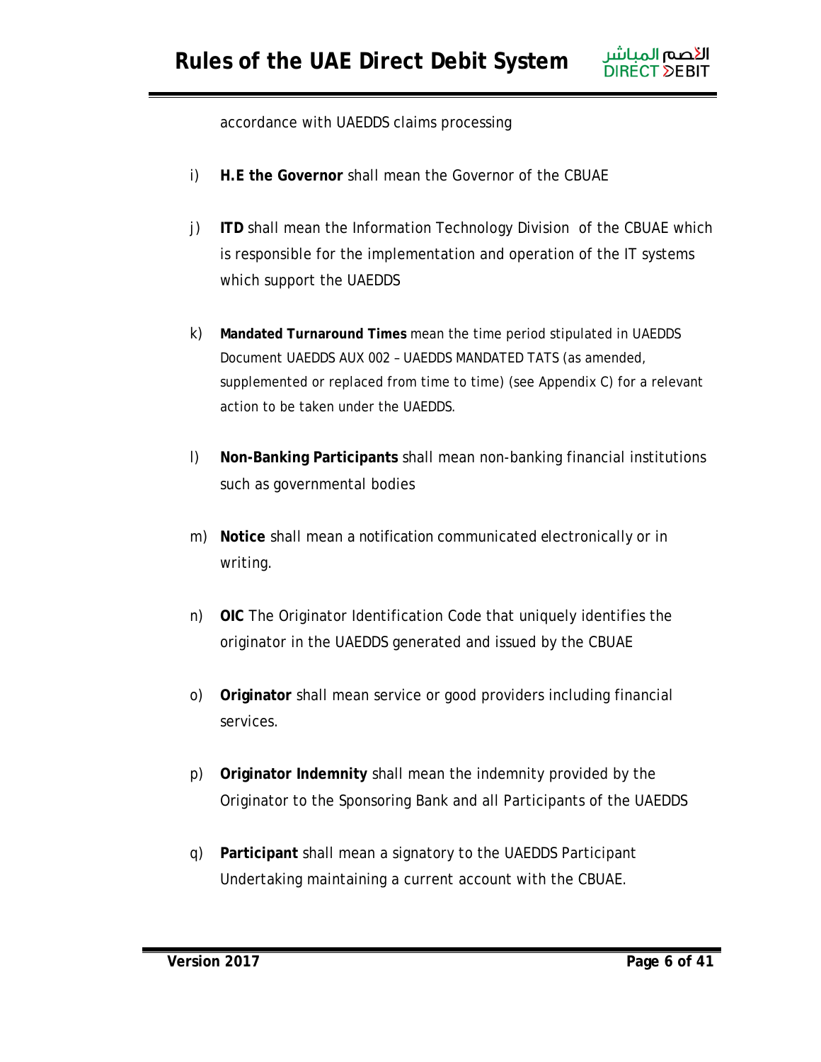accordance with UAEDDS claims processing

i) **H.E the Governor** shall mean the Governor of the CBUAE

j) **ITD** shall mean the Information Technology Division of the CBUAE which is responsible for the implementation and operation of the IT systems which support the UAEDDS

k) **Mandated Turnaround Times** mean the time period stipulated in UAEDDS Document UAEDDS AUX 002 – UAEDDS MANDATED TATS (as amended, supplemented or replaced from time to time) (see Appendix C) for a relevant action to be taken under the UAEDDS.

l) **Non-Banking Participants** shall mean non-banking financial institutions such as governmental bodies

m) **Notice** shall mean a notification communicated electronically or in writing.

n) **OIC** The Originator Identification Code that uniquely identifies the originator in the UAEDDS generated and issued by the CBUAE

o) **Originator** shall mean service or good providers including financial services.

p) **Originator Indemnity** shall mean the indemnity provided by the Originator to the Sponsoring Bank and all Participants of the UAEDDS

q) **Participant** shall mean a signatory to the UAEDDS Participant Undertaking maintaining a current account with the CBUAE.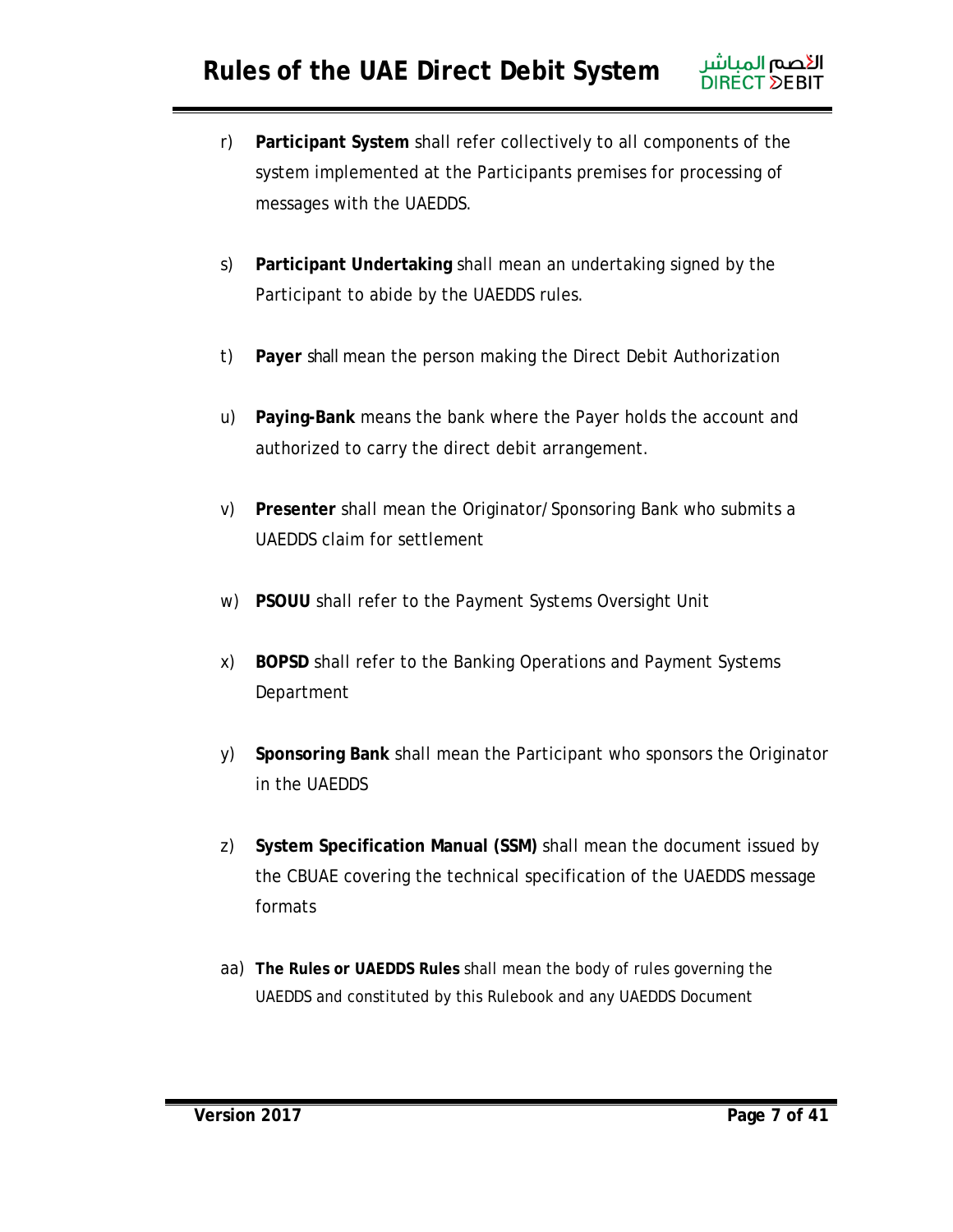r) **Participant System** shall refer collectively to all components of the system implemented at the Participants premises for processing of messages with the UAEDDS.

s) **Participant Undertaking** shall mean an undertaking signed by the Participant to abide by the UAEDDS rules.

t) **Payer** shall mean the person making the Direct Debit Authorization

u) **Paying-Bank** means the bank where the Payer holds the account and authorized to carry the direct debit arrangement.

v) **Presenter** shall mean the Originator/Sponsoring Bank who submits a UAEDDS claim for settlement

w) **PSOUU** shall refer to the Payment Systems Oversight Unit

x) **BOPSD** shall refer to the Banking Operations and Payment Systems Department

y) **Sponsoring Bank** shall mean the Participant who sponsors the Originator in the UAEDDS

z) **System Specification Manual (SSM)** shall mean the document issued by the CBUAE covering the technical specification of the UAEDDS message formats

aa) **The Rules or UAEDDS Rules** shall mean the body of rules governing the UAEDDS and constituted by this Rulebook and any UAEDDS Document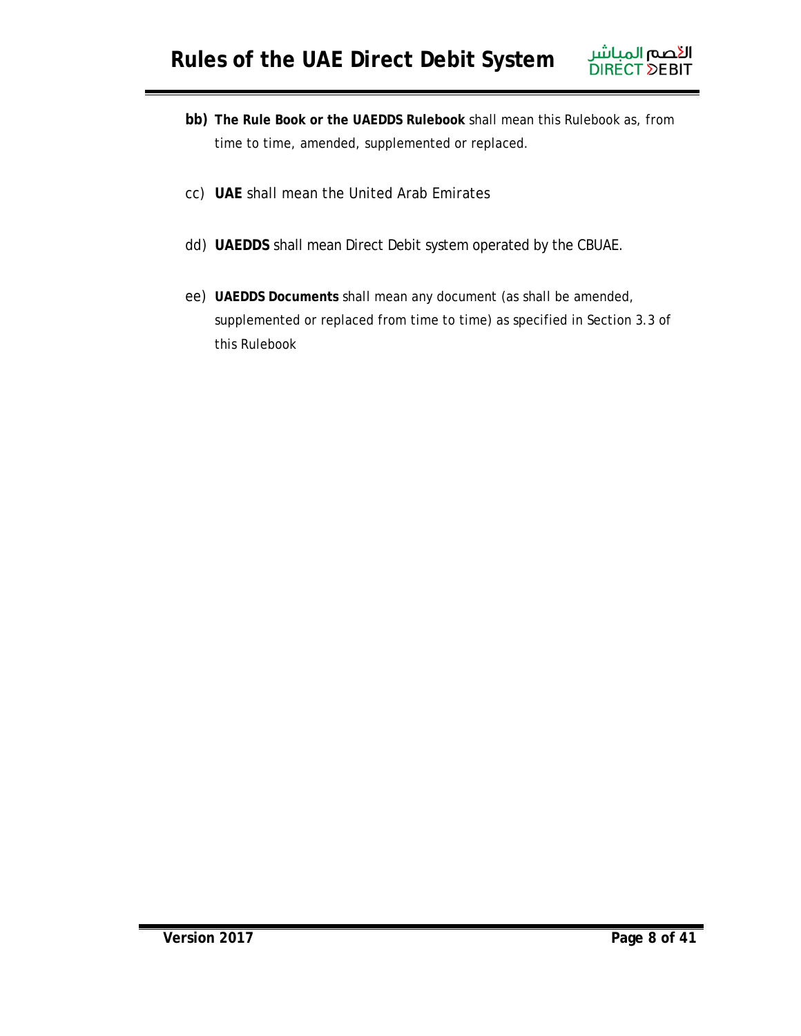bb) **The Rule Book or the UAEDDS Rulebook** shall mean this Rulebook as, from time to time, amended, supplemented or replaced.

cc) **UAE** shall mean the United Arab Emirates

dd) **UAEDDS** shall mean Direct Debit system operated by the CBUAE.

ee) **UAEDDS Documents** shall mean any document (as shall be amended, supplemented or replaced from time to time) as specified in Section 3.3 of this Rulebook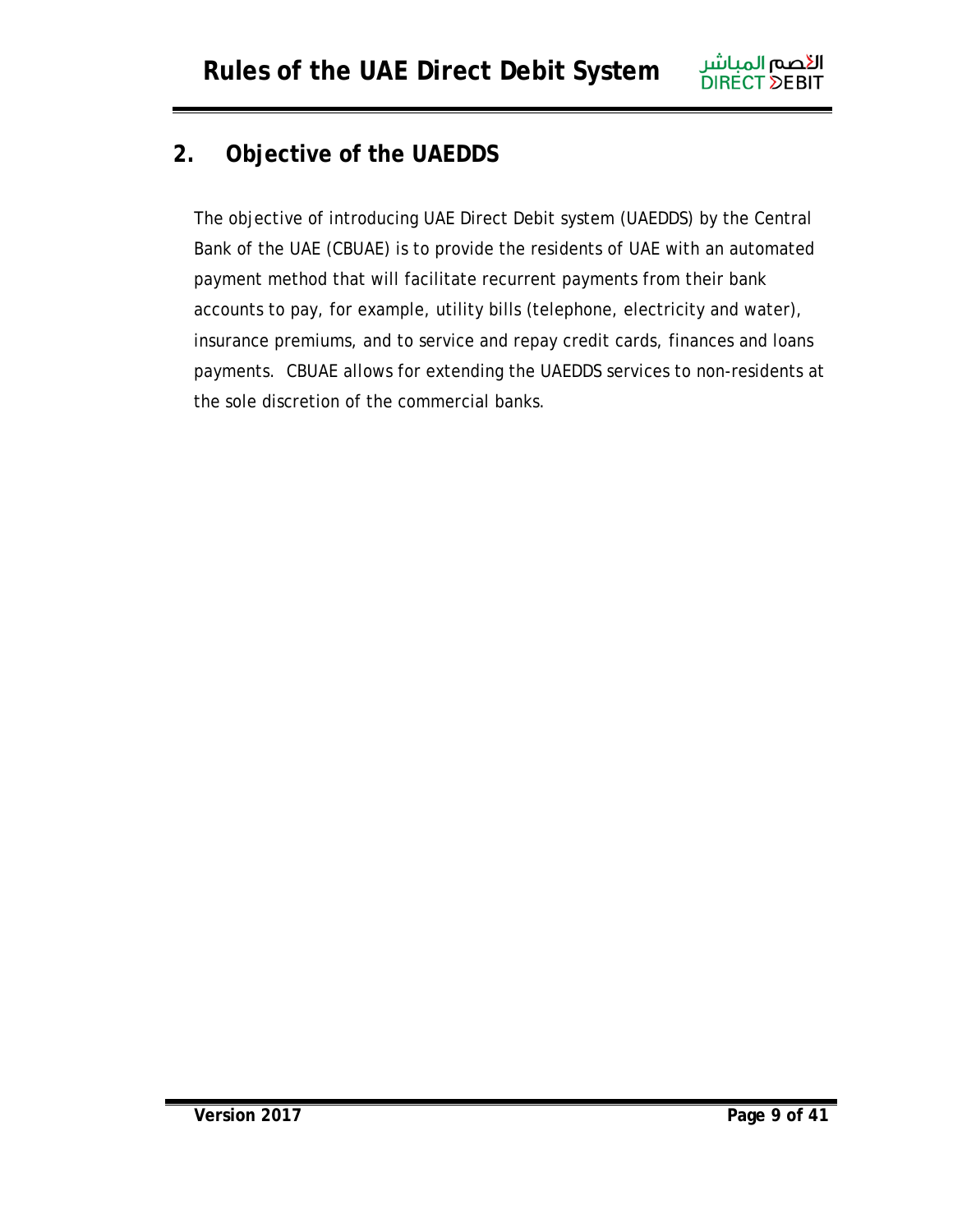## 2. Objective of the UAEDDS

The objective of introducing UAE Direct Debit system (UAEDDS) by the Central Bank of the UAE (CBUAE) is to provide the residents of UAE with an automated payment method that will facilitate recurrent payments from their bank accounts to pay, for example, utility bills (telephone, electricity and water), insurance premiums, and to service and repay credit cards, finances and loans payments. CBUAE allows for extending the UAEDDS services to non-residents at the sole discretion of the commercial banks.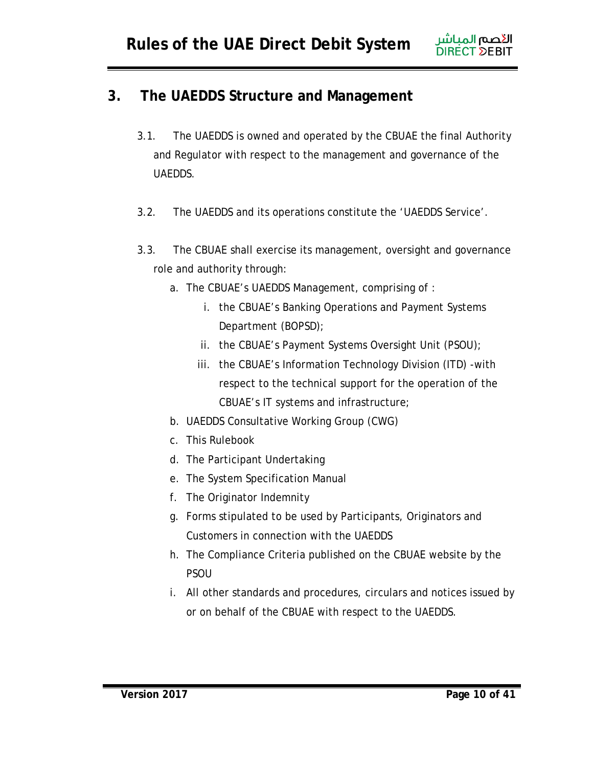## 3. The UAEDDS Structure and Management

3.1. The UAEDDS is owned and operated by the CBUAE the final Authority and Regulator with respect to the management and governance of the UAEDDS.

3.2. The UAEDDS and its operations constitute the 'UAEDDS Service'.

3.3. The CBUAE shall exercise its management, oversight and governance role and authority through:

a. The CBUAE's UAEDDS Management, comprising of :
   i. the CBUAE's Banking Operations and Payment Systems Department (BOPSD);
   ii. the CBUAE's Payment Systems Oversight Unit (PSOU);
   iii. the CBUAE's Information Technology Division (ITD) -with respect to the technical support for the operation of the CBUAE's IT systems and infrastructure;

b. UAEDDS Consultative Working Group (CWG)

c. This Rulebook

d. The Participant Undertaking

e. The System Specification Manual

f. The Originator Indemnity

g. Forms stipulated to be used by Participants, Originators and Customers in connection with the UAEDDS

h. The Compliance Criteria published on the CBUAE website by the PSOU

i. All other standards and procedures, circulars and notices issued by or on behalf of the CBUAE with respect to the UAEDDS.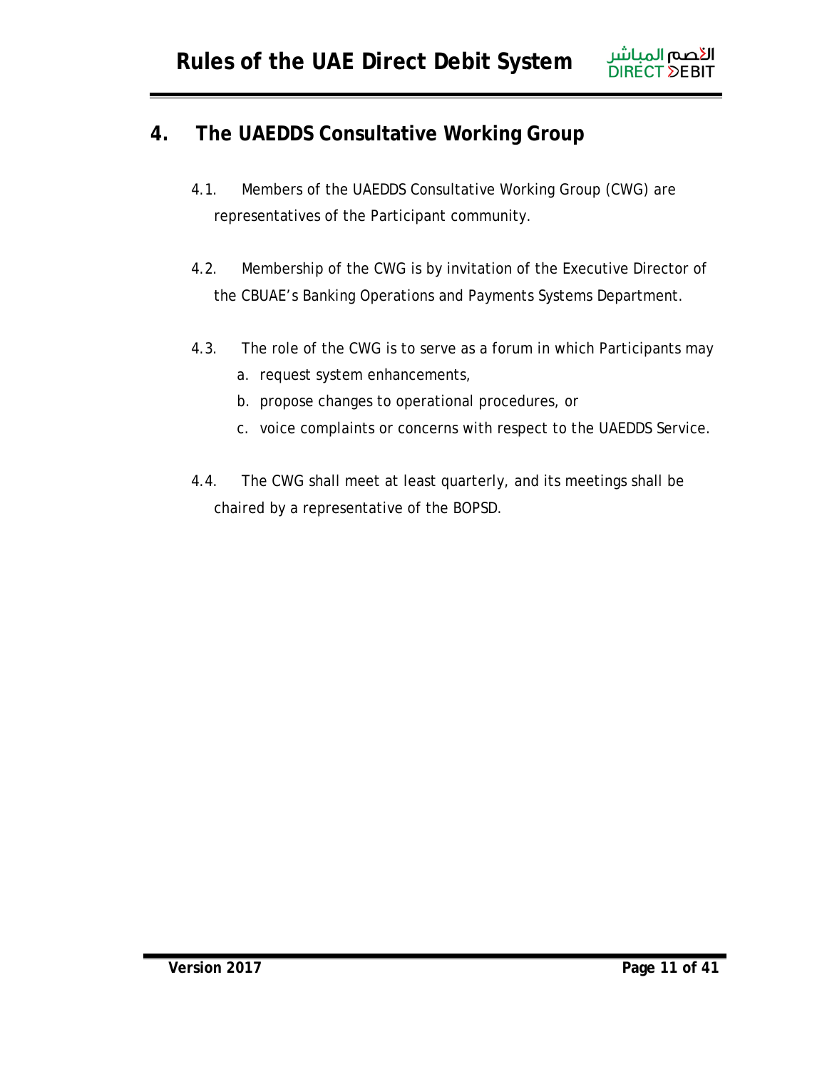# 4. The UAEDDS Consultative Working Group

4.1. Members of the UAEDDS Consultative Working Group (CWG) are representatives of the Participant community.

4.2. Membership of the CWG is by invitation of the Executive Director of the CBUAE's Banking Operations and Payments Systems Department.

4.3. The role of the CWG is to serve as a forum in which Participants may

a. request system enhancements,
b. propose changes to operational procedures, or
c. voice complaints or concerns with respect to the UAEDDS Service.

4.4. The CWG shall meet at least quarterly, and its meetings shall be chaired by a representative of the BOPSD.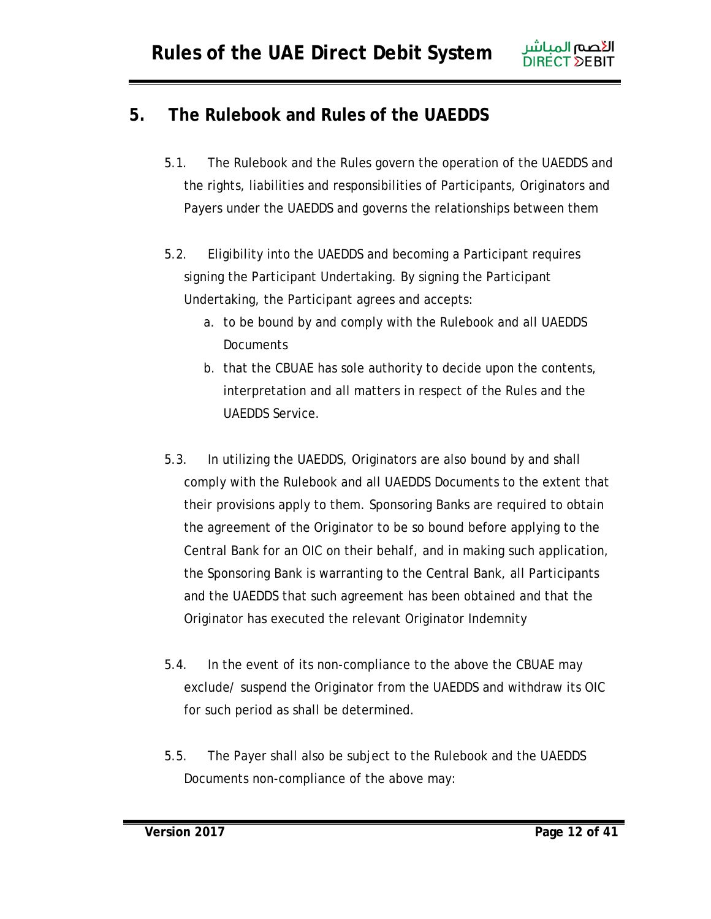## 5. The Rulebook and Rules of the UAEDDS

5.1. The Rulebook and the Rules govern the operation of the UAEDDS and the rights, liabilities and responsibilities of Participants, Originators and Payers under the UAEDDS and governs the relationships between them

5.2. Eligibility into the UAEDDS and becoming a Participant requires signing the Participant Undertaking. By signing the Participant Undertaking, the Participant agrees and accepts:

a. to be bound by and comply with the Rulebook and all UAEDDS Documents
b. that the CBUAE has sole authority to decide upon the contents, interpretation and all matters in respect of the Rules and the UAEDDS Service.

5.3. In utilizing the UAEDDS, Originators are also bound by and shall comply with the Rulebook and all UAEDDS Documents to the extent that their provisions apply to them. Sponsoring Banks are required to obtain the agreement of the Originator to be so bound before applying to the Central Bank for an OIC on their behalf, and in making such application, the Sponsoring Bank is warranting to the Central Bank, all Participants and the UAEDDS that such agreement has been obtained and that the Originator has executed the relevant Originator Indemnity

5.4. In the event of its non-compliance to the above the CBUAE may exclude/ suspend the Originator from the UAEDDS and withdraw its OIC for such period as shall be determined.

5.5. The Payer shall also be subject to the Rulebook and the UAEDDS Documents non-compliance of the above may: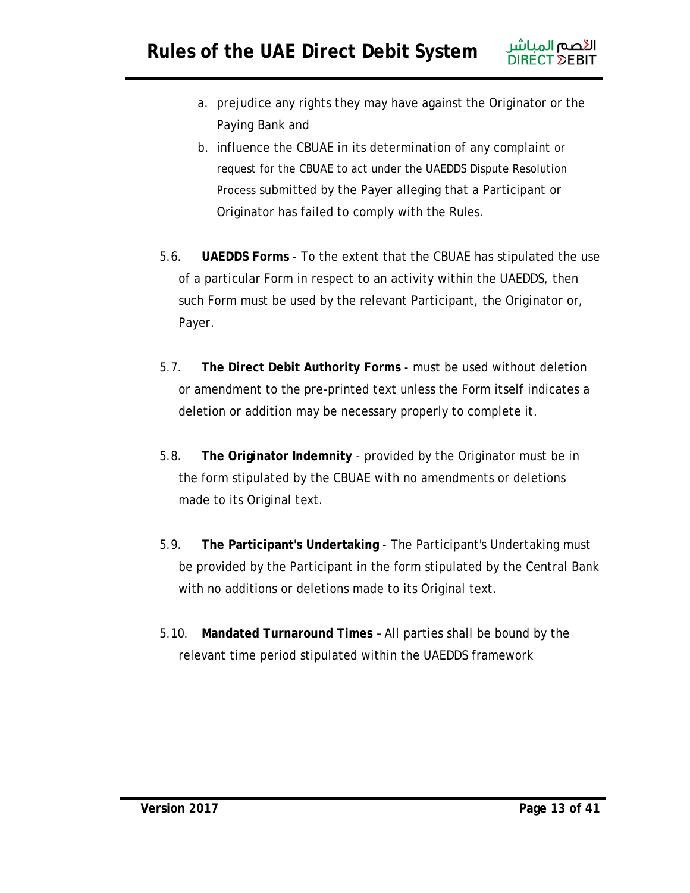a. prejudice any rights they may have against the Originator or the Paying Bank and
b. influence the CBUAE in its determination of any complaint or request for the CBUAE to act under the UAEDDS Dispute Resolution Process submitted by the Payer alleging that a Participant or Originator has failed to comply with the Rules.

5.6. **UAEDDS Forms** - To the extent that the CBUAE has stipulated the use of a particular Form in respect to an activity within the UAEDDS, then such Form must be used by the relevant Participant, the Originator or, Payer.

5.7. **The Direct Debit Authority Forms** - must be used without deletion or amendment to the pre-printed text unless the Form itself indicates a deletion or addition may be necessary properly to complete it.

5.8. **The Originator Indemnity** - provided by the Originator must be in the form stipulated by the CBUAE with no amendments or deletions made to its Original text.

5.9. **The Participant's Undertaking** - The Participant's Undertaking must be provided by the Participant in the form stipulated by the Central Bank with no additions or deletions made to its Original text.

5.10. **Mandated Turnaround Times** – All parties shall be bound by the relevant time period stipulated within the UAEDDS framework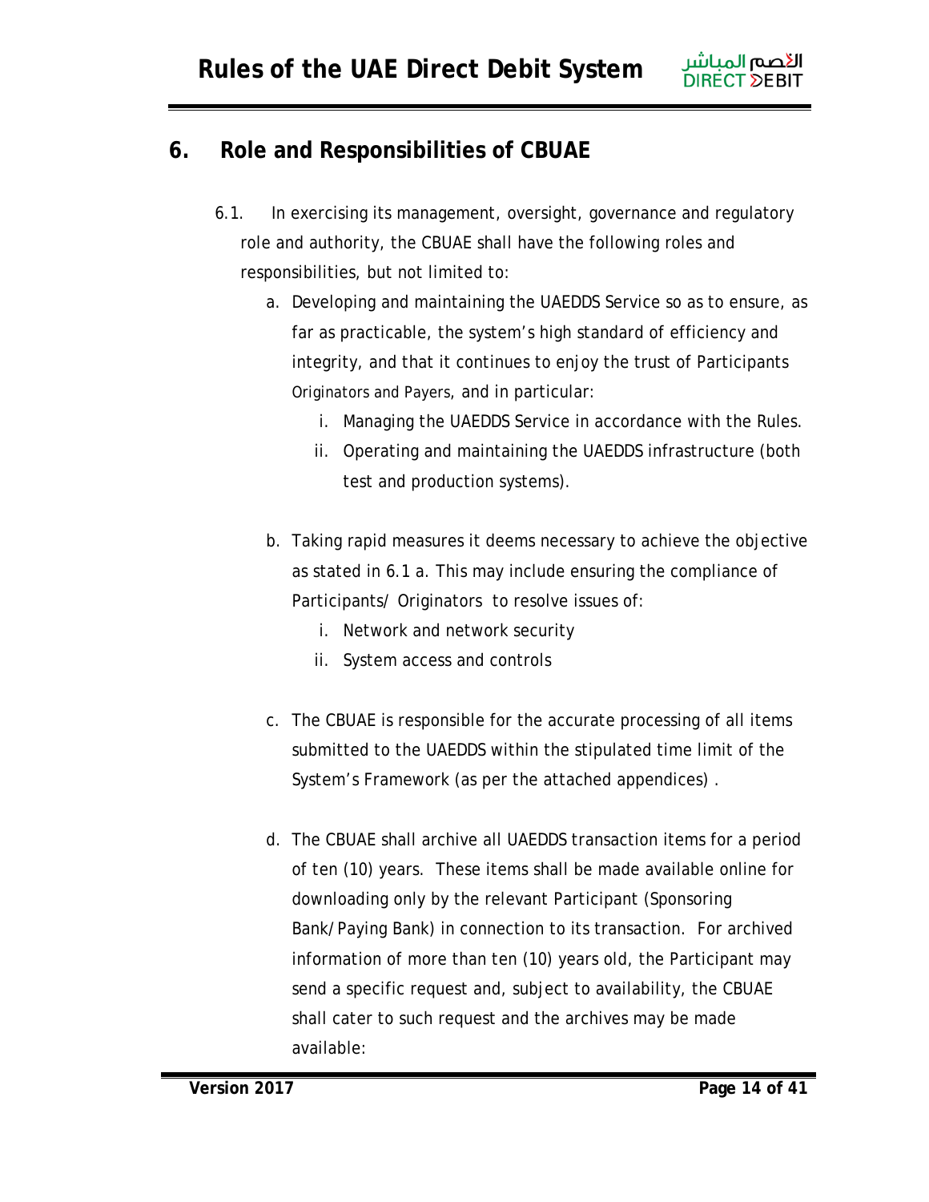## 6. Role and Responsibilities of CBUAE

6.1. In exercising its management, oversight, governance and regulatory role and authority, the CBUAE shall have the following roles and responsibilities, but not limited to:

a. Developing and maintaining the UAEDDS Service so as to ensure, as far as practicable, the system's high standard of efficiency and integrity, and that it continues to enjoy the trust of Participants Originators and Payers, and in particular:

   i. Managing the UAEDDS Service in accordance with the Rules.

   ii. Operating and maintaining the UAEDDS infrastructure (both test and production systems).

b. Taking rapid measures it deems necessary to achieve the objective as stated in 6.1 a. This may include ensuring the compliance of Participants/ Originators to resolve issues of:

   i. Network and network security

   ii. System access and controls

c. The CBUAE is responsible for the accurate processing of all items submitted to the UAEDDS within the stipulated time limit of the System's Framework (as per the attached appendices) .

d. The CBUAE shall archive all UAEDDS transaction items for a period of ten (10) years. These items shall be made available online for downloading only by the relevant Participant (Sponsoring Bank/Paying Bank) in connection to its transaction. For archived information of more than ten (10) years old, the Participant may send a specific request and, subject to availability, the CBUAE shall cater to such request and the archives may be made available: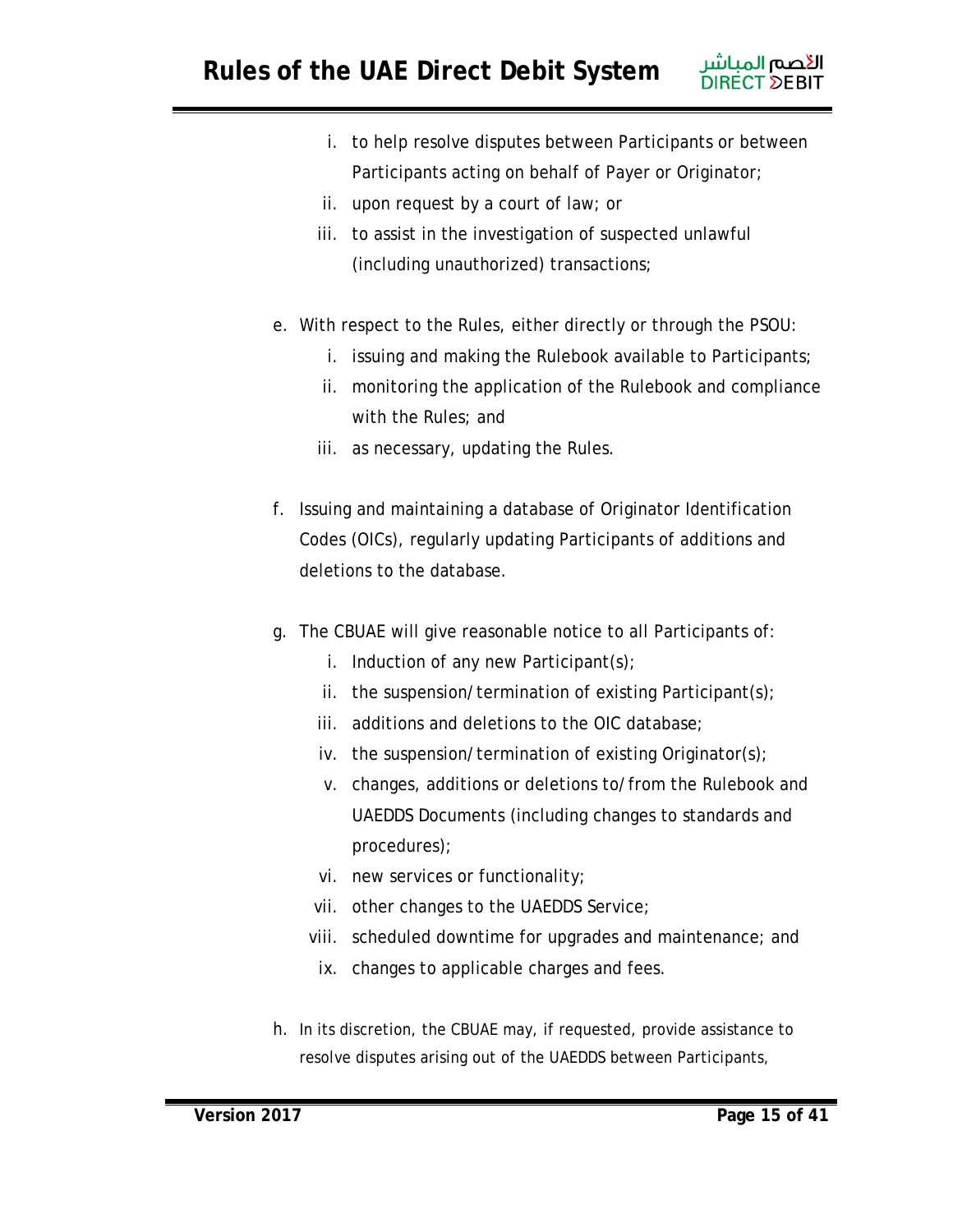i. to help resolve disputes between Participants or between Participants acting on behalf of Payer or Originator;
   ii. upon request by a court of law; or
   iii. to assist in the investigation of suspected unlawful (including unauthorized) transactions;

e. With respect to the Rules, either directly or through the PSOU:
   i. issuing and making the Rulebook available to Participants;
   ii. monitoring the application of the Rulebook and compliance with the Rules; and
   iii. as necessary, updating the Rules.

f. Issuing and maintaining a database of Originator Identification Codes (OICs), regularly updating Participants of additions and deletions to the database.

g. The CBUAE will give reasonable notice to all Participants of:
   i. Induction of any new Participant(s);
   ii. the suspension/termination of existing Participant(s);
   iii. additions and deletions to the OIC database;
   iv. the suspension/termination of existing Originator(s);
   v. changes, additions or deletions to/from the Rulebook and UAEDDS Documents (including changes to standards and procedures);
   vi. new services or functionality;
   vii. other changes to the UAEDDS Service;
   viii. scheduled downtime for upgrades and maintenance; and
   ix. changes to applicable charges and fees.

h. In its discretion, the CBUAE may, if requested, provide assistance to resolve disputes arising out of the UAEDDS between Participants,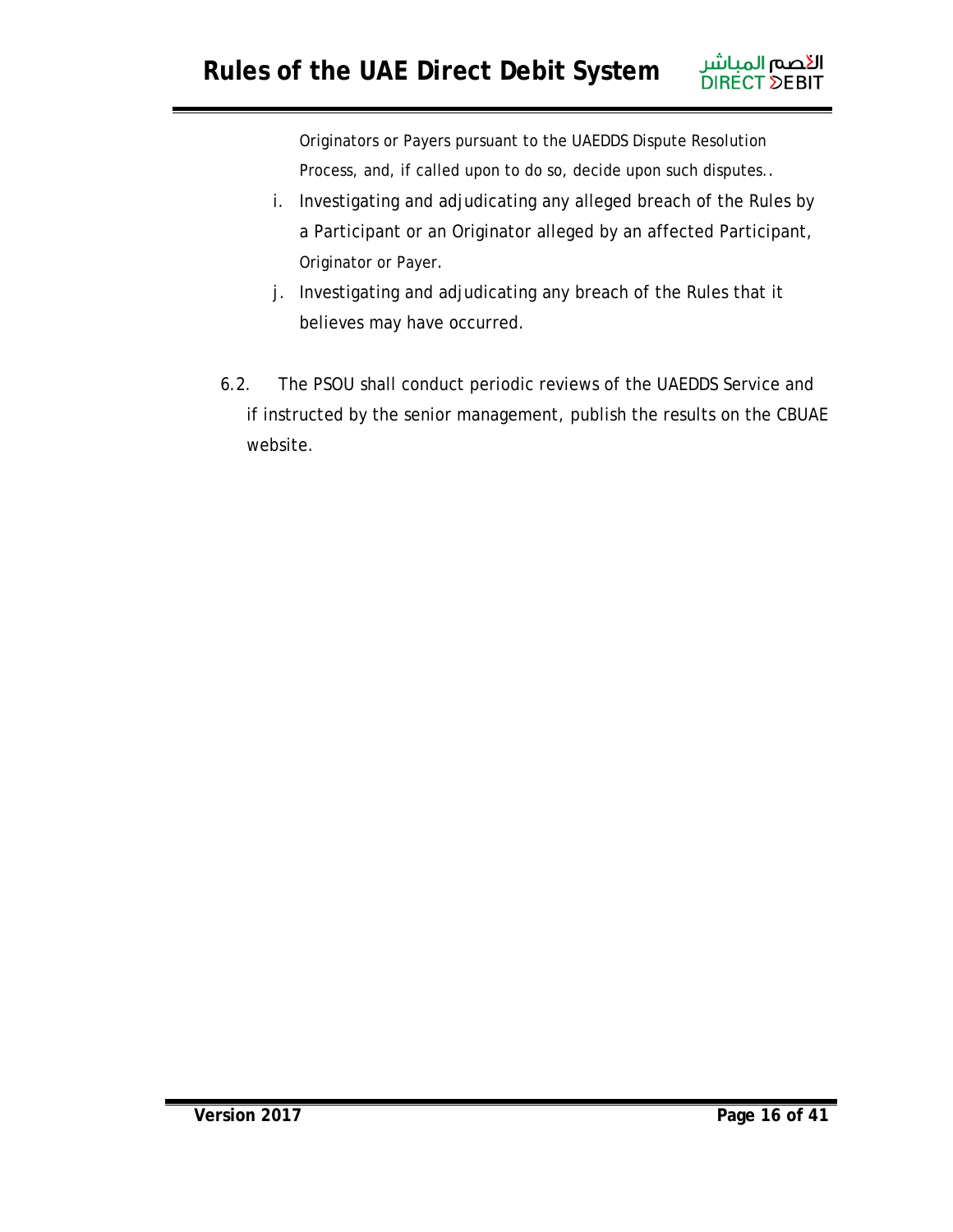Originators or Payers pursuant to the UAEDDS Dispute Resolution Process, and, if called upon to do so, decide upon such disputes..

i. Investigating and adjudicating any alleged breach of the Rules by a Participant or an Originator alleged by an affected Participant, Originator or Payer.

j. Investigating and adjudicating any breach of the Rules that it believes may have occurred.

6.2. The PSOU shall conduct periodic reviews of the UAEDDS Service and if instructed by the senior management, publish the results on the CBUAE website.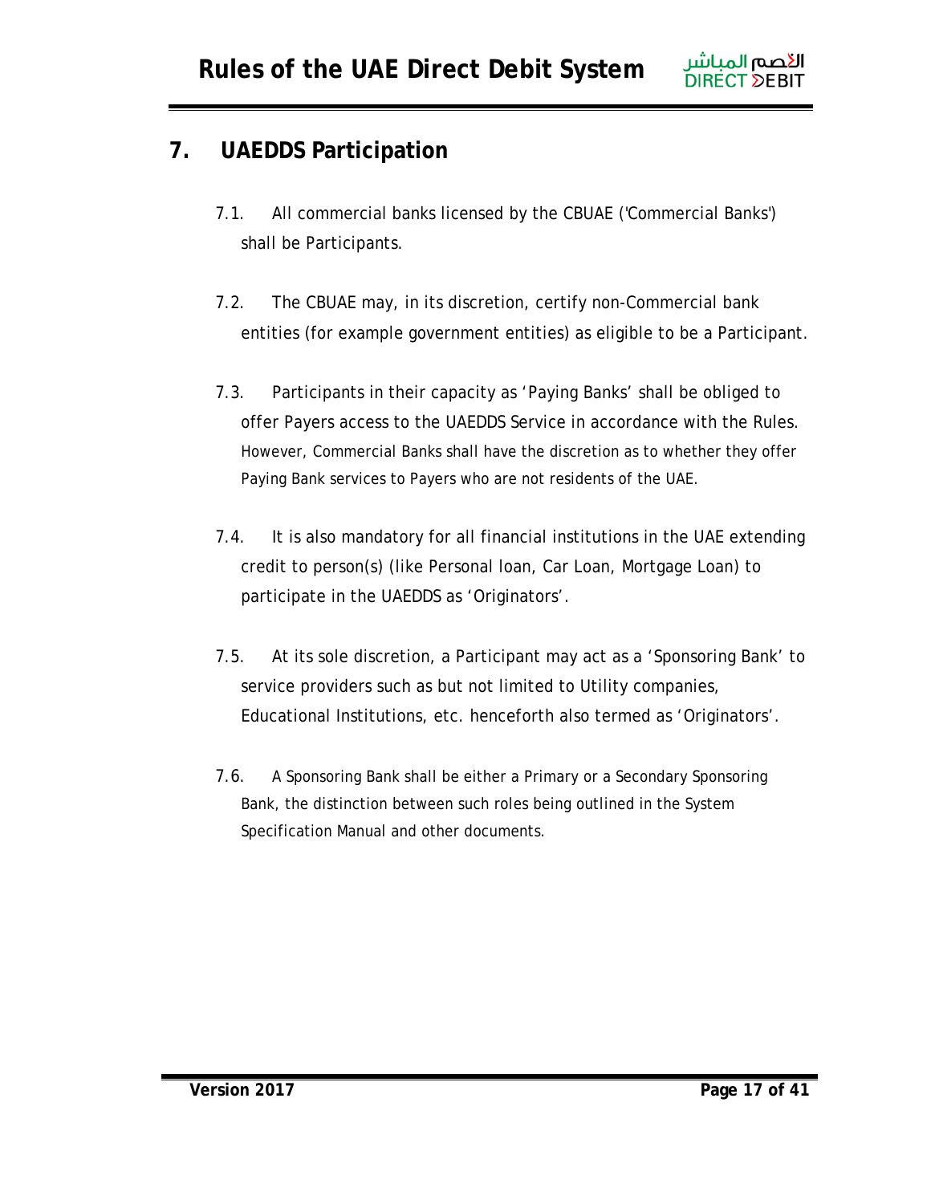## 7. UAEDDS Participation

7.1. All commercial banks licensed by the CBUAE ('Commercial Banks') shall be Participants.

7.2. The CBUAE may, in its discretion, certify non-Commercial bank entities (for example government entities) as eligible to be a Participant.

7.3. Participants in their capacity as 'Paying Banks' shall be obliged to offer Payers access to the UAEDDS Service in accordance with the Rules. However, Commercial Banks shall have the discretion as to whether they offer Paying Bank services to Payers who are not residents of the UAE.

7.4. It is also mandatory for all financial institutions in the UAE extending credit to person(s) (like Personal loan, Car Loan, Mortgage Loan) to participate in the UAEDDS as 'Originators'.

7.5. At its sole discretion, a Participant may act as a 'Sponsoring Bank' to service providers such as but not limited to Utility companies, Educational Institutions, etc. henceforth also termed as 'Originators'.

7.6. A Sponsoring Bank shall be either a Primary or a Secondary Sponsoring Bank, the distinction between such roles being outlined in the System Specification Manual and other documents.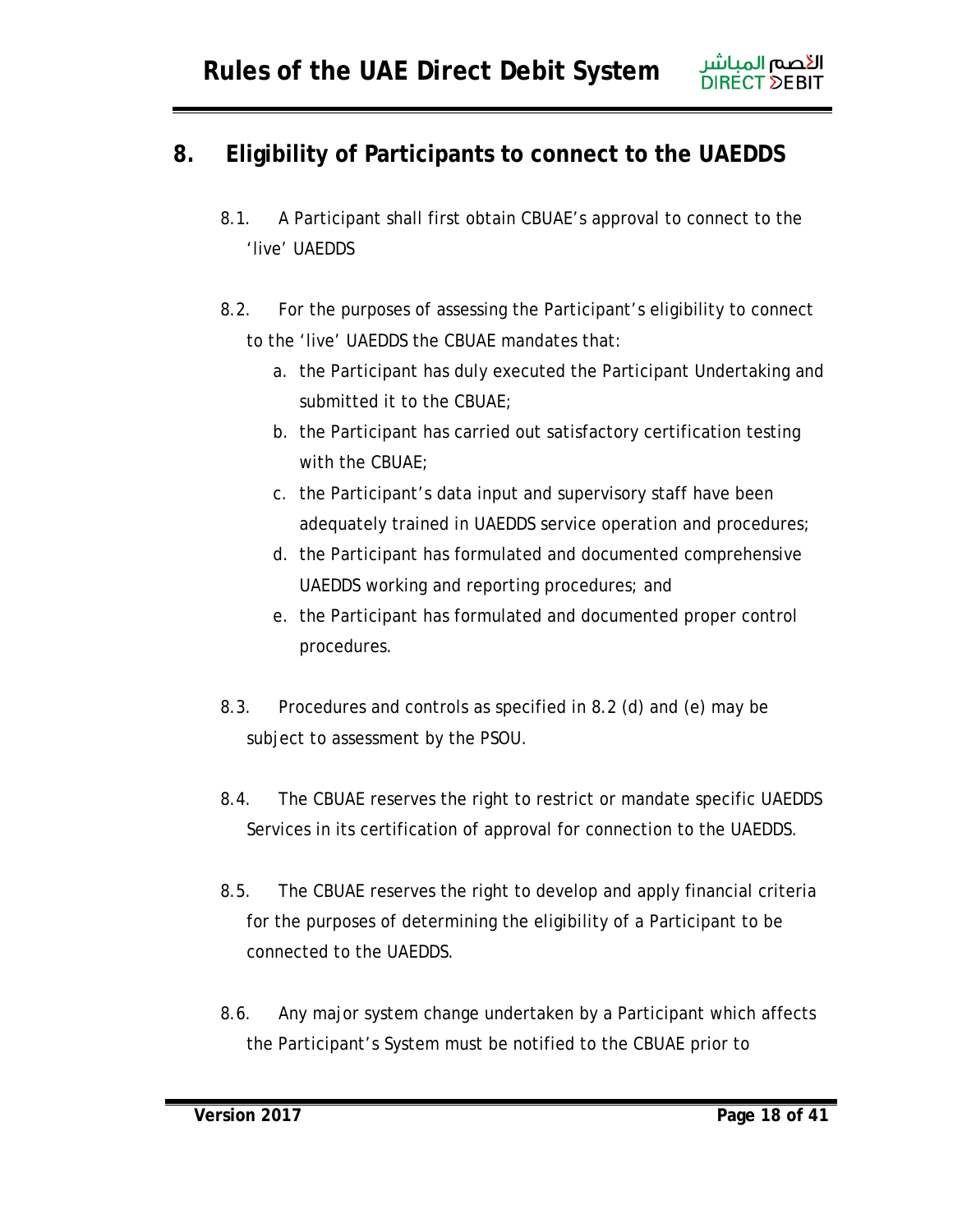## 8. Eligibility of Participants to connect to the UAEDDS

8.1. A Participant shall first obtain CBUAE's approval to connect to the 'live' UAEDDS

8.2. For the purposes of assessing the Participant's eligibility to connect to the 'live' UAEDDS the CBUAE mandates that:

a. the Participant has duly executed the Participant Undertaking and submitted it to the CBUAE;
b. the Participant has carried out satisfactory certification testing with the CBUAE;
c. the Participant's data input and supervisory staff have been adequately trained in UAEDDS service operation and procedures;
d. the Participant has formulated and documented comprehensive UAEDDS working and reporting procedures; and
e. the Participant has formulated and documented proper control procedures.

8.3. Procedures and controls as specified in 8.2 (d) and (e) may be subject to assessment by the PSOU.

8.4. The CBUAE reserves the right to restrict or mandate specific UAEDDS Services in its certification of approval for connection to the UAEDDS.

8.5. The CBUAE reserves the right to develop and apply financial criteria for the purposes of determining the eligibility of a Participant to be connected to the UAEDDS.

8.6. Any major system change undertaken by a Participant which affects the Participant's System must be notified to the CBUAE prior to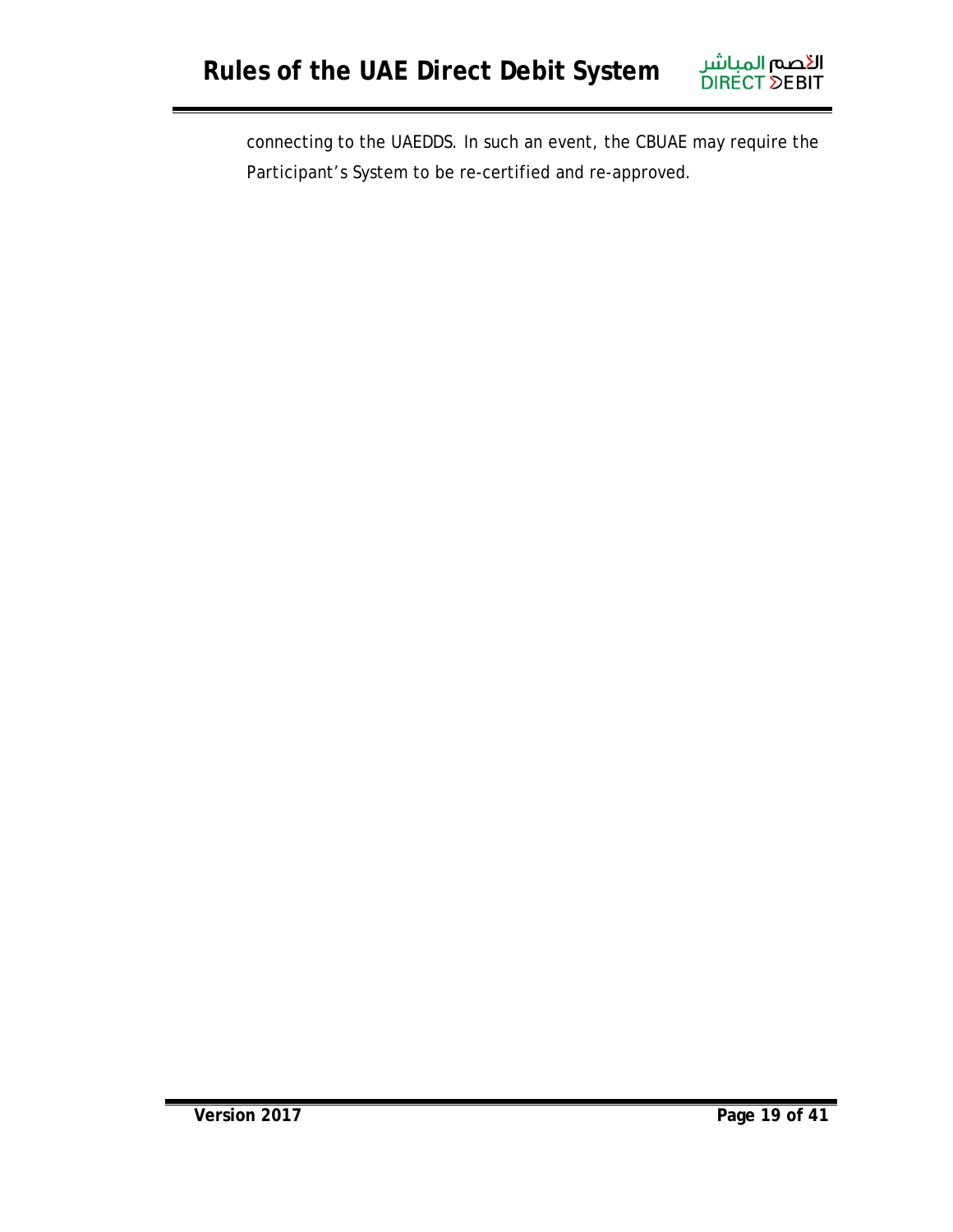connecting to the UAEDDS. In such an event, the CBUAE may require the Participant's System to be re-certified and re-approved.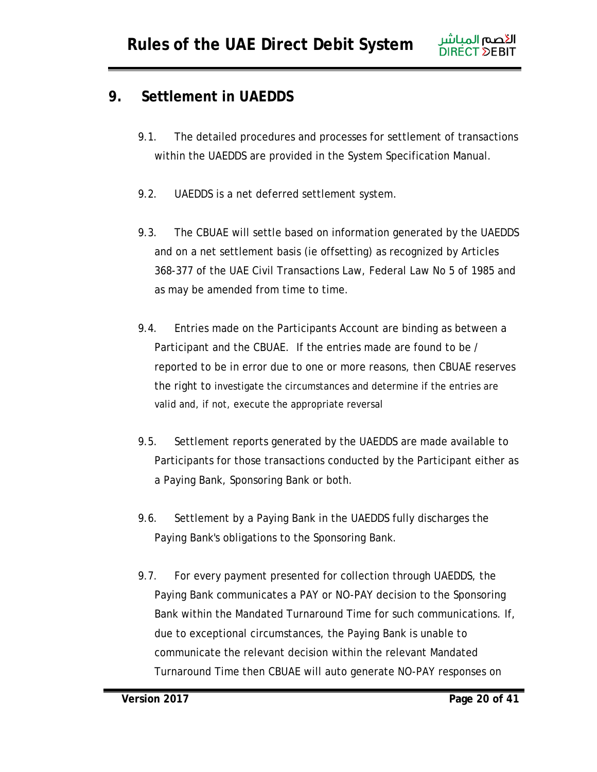## 9. Settlement in UAEDDS

9.1. The detailed procedures and processes for settlement of transactions within the UAEDDS are provided in the System Specification Manual.

9.2. UAEDDS is a net deferred settlement system.

9.3. The CBUAE will settle based on information generated by the UAEDDS and on a net settlement basis (ie offsetting) as recognized by Articles 368-377 of the UAE Civil Transactions Law, Federal Law No 5 of 1985 and as may be amended from time to time.

9.4. Entries made on the Participants Account are binding as between a Participant and the CBUAE. If the entries made are found to be / reported to be in error due to one or more reasons, then CBUAE reserves the right to investigate the circumstances and determine if the entries are valid and, if not, execute the appropriate reversal

9.5. Settlement reports generated by the UAEDDS are made available to Participants for those transactions conducted by the Participant either as a Paying Bank, Sponsoring Bank or both.

9.6. Settlement by a Paying Bank in the UAEDDS fully discharges the Paying Bank's obligations to the Sponsoring Bank.

9.7. For every payment presented for collection through UAEDDS, the Paying Bank communicates a PAY or NO-PAY decision to the Sponsoring Bank within the Mandated Turnaround Time for such communications. If, due to exceptional circumstances, the Paying Bank is unable to communicate the relevant decision within the relevant Mandated Turnaround Time then CBUAE will auto generate NO-PAY responses on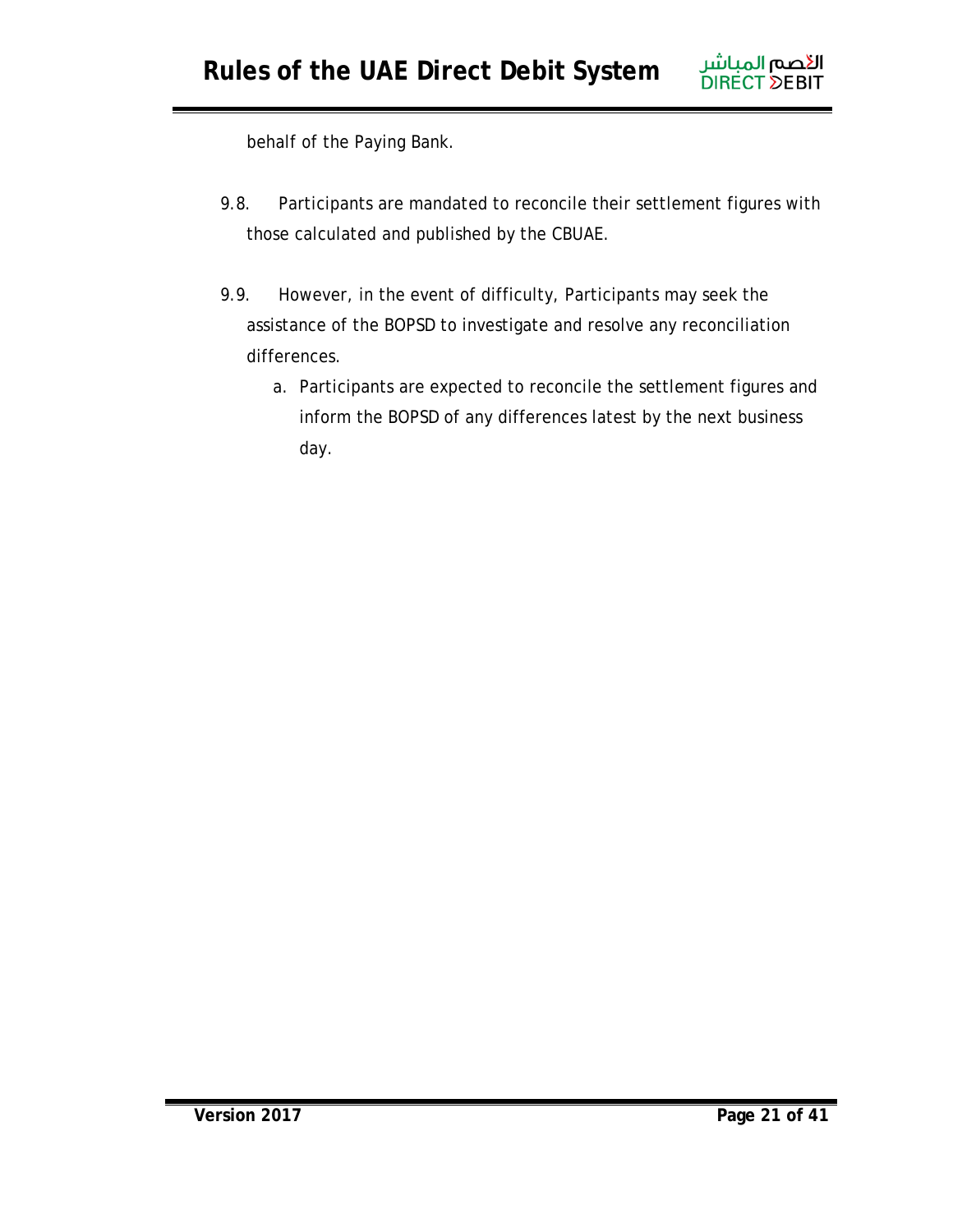behalf of the Paying Bank.

9.8. Participants are mandated to reconcile their settlement figures with those calculated and published by the CBUAE.

9.9. However, in the event of difficulty, Participants may seek the assistance of the BOPSD to investigate and resolve any reconciliation differences.

  a. Participants are expected to reconcile the settlement figures and inform the BOPSD of any differences latest by the next business day.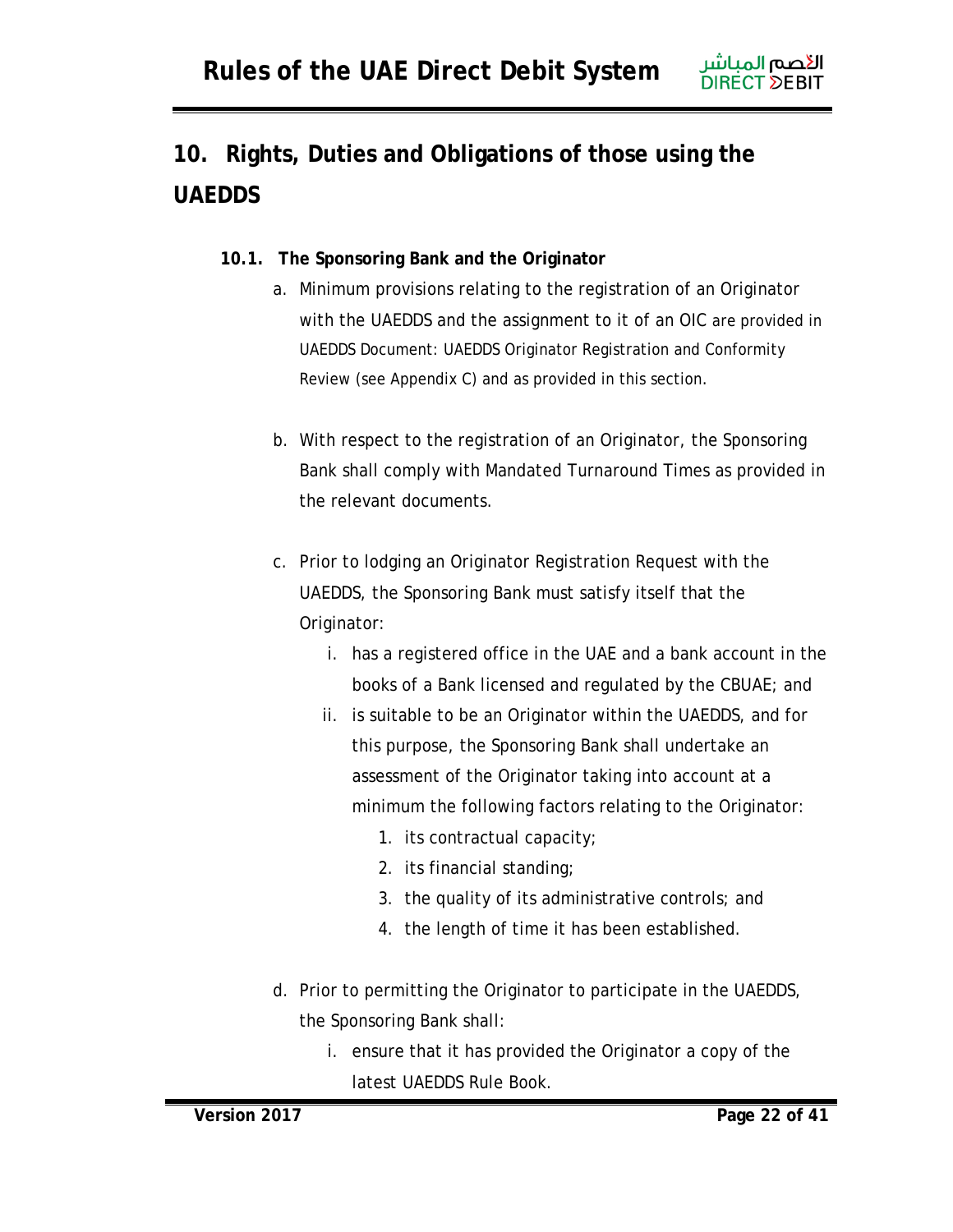# 10. Rights, Duties and Obligations of those using the UAEDDS

## 10.1. The Sponsoring Bank and the Originator

a. Minimum provisions relating to the registration of an Originator with the UAEDDS and the assignment to it of an OIC are provided in UAEDDS Document: UAEDDS Originator Registration and Conformity Review (see Appendix C) and as provided in this section.

b. With respect to the registration of an Originator, the Sponsoring Bank shall comply with Mandated Turnaround Times as provided in the relevant documents.

c. Prior to lodging an Originator Registration Request with the UAEDDS, the Sponsoring Bank must satisfy itself that the Originator:

   i. has a registered office in the UAE and a bank account in the books of a Bank licensed and regulated by the CBUAE; and

   ii. is suitable to be an Originator within the UAEDDS, and for this purpose, the Sponsoring Bank shall undertake an assessment of the Originator taking into account at a minimum the following factors relating to the Originator:

      1. its contractual capacity;
      2. its financial standing;
      3. the quality of its administrative controls; and
      4. the length of time it has been established.

d. Prior to permitting the Originator to participate in the UAEDDS, the Sponsoring Bank shall:

   i. ensure that it has provided the Originator a copy of the latest UAEDDS Rule Book.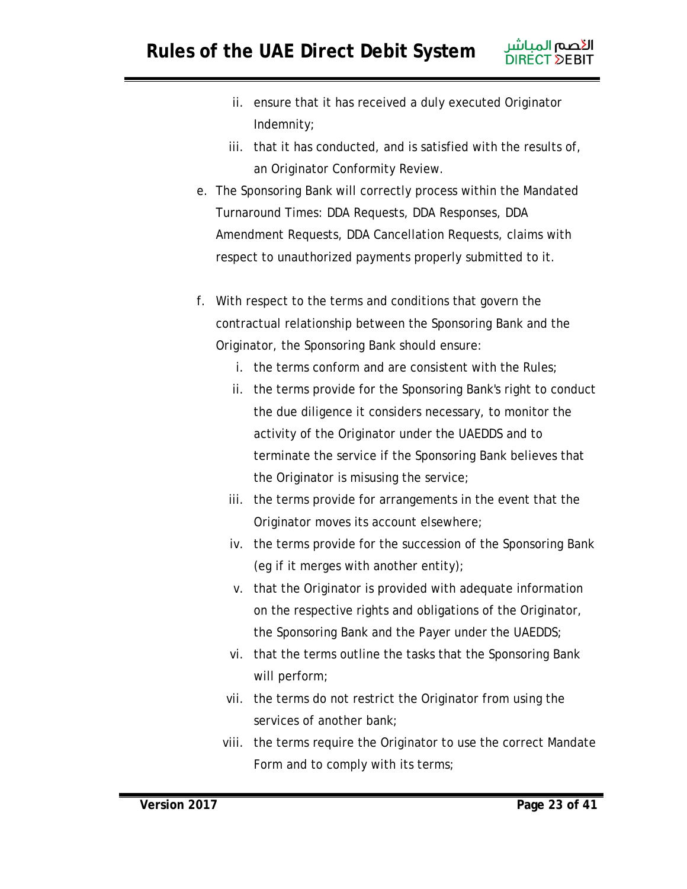ii. ensure that it has received a duly executed Originator Indemnity;

iii. that it has conducted, and is satisfied with the results of, an Originator Conformity Review.

e. The Sponsoring Bank will correctly process within the Mandated Turnaround Times: DDA Requests, DDA Responses, DDA Amendment Requests, DDA Cancellation Requests, claims with respect to unauthorized payments properly submitted to it.

f. With respect to the terms and conditions that govern the contractual relationship between the Sponsoring Bank and the Originator, the Sponsoring Bank should ensure:

   i. the terms conform and are consistent with the Rules;

   ii. the terms provide for the Sponsoring Bank's right to conduct the due diligence it considers necessary, to monitor the activity of the Originator under the UAEDDS and to terminate the service if the Sponsoring Bank believes that the Originator is misusing the service;

   iii. the terms provide for arrangements in the event that the Originator moves its account elsewhere;

   iv. the terms provide for the succession of the Sponsoring Bank (eg if it merges with another entity);

   v. that the Originator is provided with adequate information on the respective rights and obligations of the Originator, the Sponsoring Bank and the Payer under the UAEDDS;

   vi. that the terms outline the tasks that the Sponsoring Bank will perform;

   vii. the terms do not restrict the Originator from using the services of another bank;

   viii. the terms require the Originator to use the correct Mandate Form and to comply with its terms;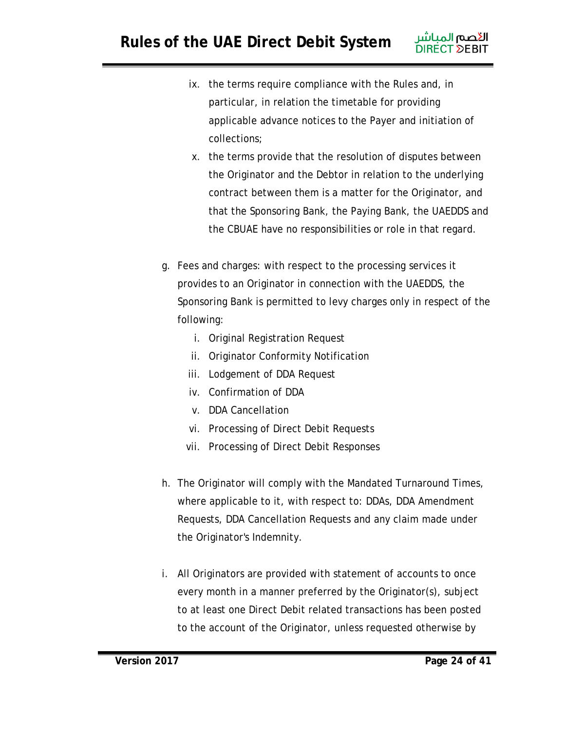ix. the terms require compliance with the Rules and, in particular, in relation the timetable for providing applicable advance notices to the Payer and initiation of collections;

x. the terms provide that the resolution of disputes between the Originator and the Debtor in relation to the underlying contract between them is a matter for the Originator, and that the Sponsoring Bank, the Paying Bank, the UAEDDS and the CBUAE have no responsibilities or role in that regard.

g. Fees and charges: with respect to the processing services it provides to an Originator in connection with the UAEDDS, the Sponsoring Bank is permitted to levy charges only in respect of the following:

   i. Original Registration Request
   ii. Originator Conformity Notification
   iii. Lodgement of DDA Request
   iv. Confirmation of DDA
   v. DDA Cancellation
   vi. Processing of Direct Debit Requests
   vii. Processing of Direct Debit Responses

h. The Originator will comply with the Mandated Turnaround Times, where applicable to it, with respect to: DDAs, DDA Amendment Requests, DDA Cancellation Requests and any claim made under the Originator's Indemnity.

i. All Originators are provided with statement of accounts to once every month in a manner preferred by the Originator(s), subject to at least one Direct Debit related transactions has been posted to the account of the Originator, unless requested otherwise by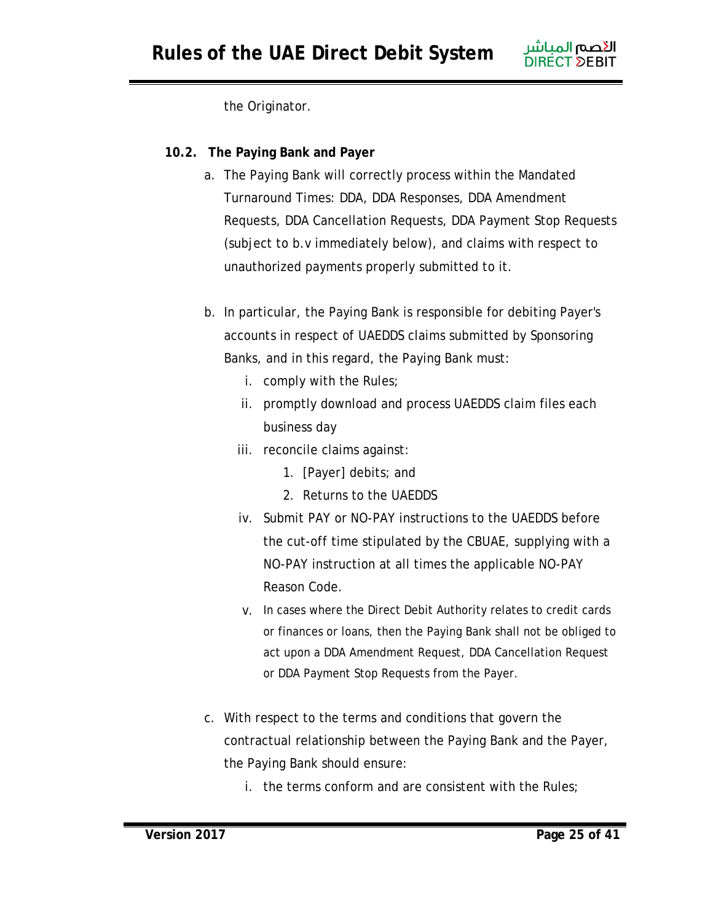the Originator.

### 10.2. The Paying Bank and Payer

a. The Paying Bank will correctly process within the Mandated Turnaround Times: DDA, DDA Responses, DDA Amendment Requests, DDA Cancellation Requests, DDA Payment Stop Requests (subject to b.v immediately below), and claims with respect to unauthorized payments properly submitted to it.

b. In particular, the Paying Bank is responsible for debiting Payer's accounts in respect of UAEDDS claims submitted by Sponsoring Banks, and in this regard, the Paying Bank must:

   i. comply with the Rules;
   ii. promptly download and process UAEDDS claim files each business day
   iii. reconcile claims against:
      1. [Payer] debits; and
      2. Returns to the UAEDDS
   iv. Submit PAY or NO-PAY instructions to the UAEDDS before the cut-off time stipulated by the CBUAE, supplying with a NO-PAY instruction at all times the applicable NO-PAY Reason Code.
   v. In cases where the Direct Debit Authority relates to credit cards or finances or loans, then the Paying Bank shall not be obliged to act upon a DDA Amendment Request, DDA Cancellation Request or DDA Payment Stop Requests from the Payer.

c. With respect to the terms and conditions that govern the contractual relationship between the Paying Bank and the Payer, the Paying Bank should ensure:

   i. the terms conform and are consistent with the Rules;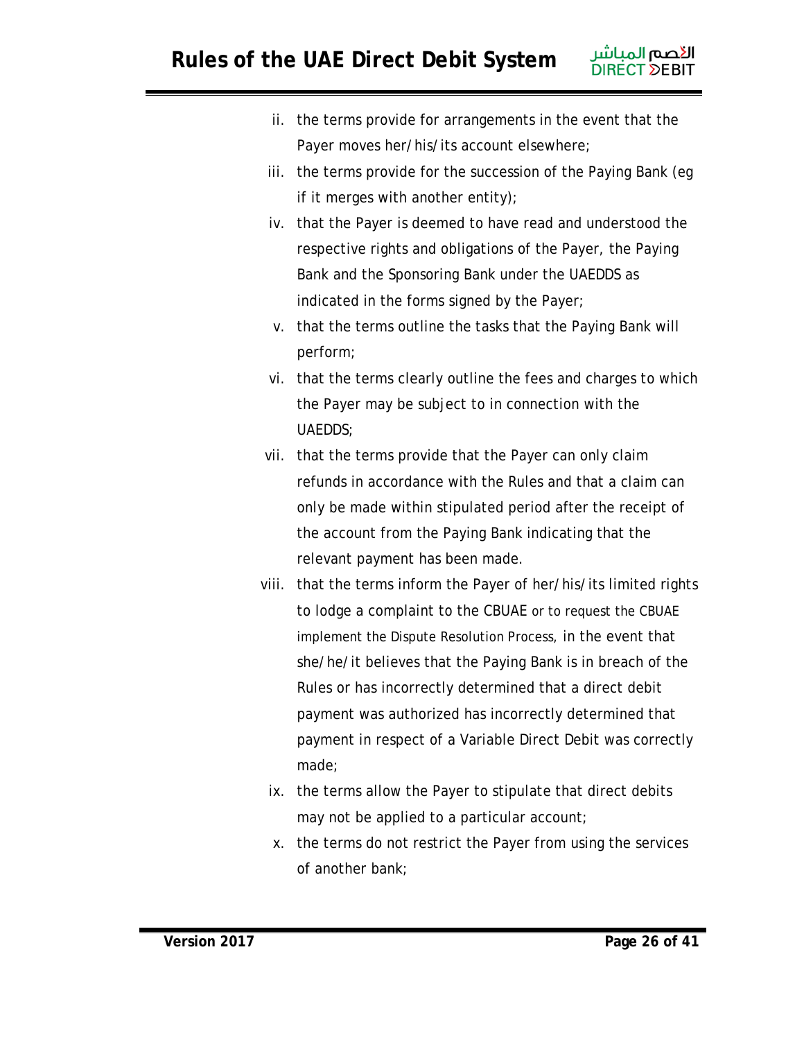ii. the terms provide for arrangements in the event that the Payer moves her/his/its account elsewhere;

iii. the terms provide for the succession of the Paying Bank (eg if it merges with another entity);

iv. that the Payer is deemed to have read and understood the respective rights and obligations of the Payer, the Paying Bank and the Sponsoring Bank under the UAEDDS as indicated in the forms signed by the Payer;

v. that the terms outline the tasks that the Paying Bank will perform;

vi. that the terms clearly outline the fees and charges to which the Payer may be subject to in connection with the UAEDDS;

vii. that the terms provide that the Payer can only claim refunds in accordance with the Rules and that a claim can only be made within stipulated period after the receipt of the account from the Paying Bank indicating that the relevant payment has been made.

viii. that the terms inform the Payer of her/his/its limited rights to lodge a complaint to the CBUAE or to request the CBUAE implement the Dispute Resolution Process, in the event that she/he/it believes that the Paying Bank is in breach of the Rules or has incorrectly determined that a direct debit payment was authorized has incorrectly determined that payment in respect of a Variable Direct Debit was correctly made;

ix. the terms allow the Payer to stipulate that direct debits may not be applied to a particular account;

x. the terms do not restrict the Payer from using the services of another bank;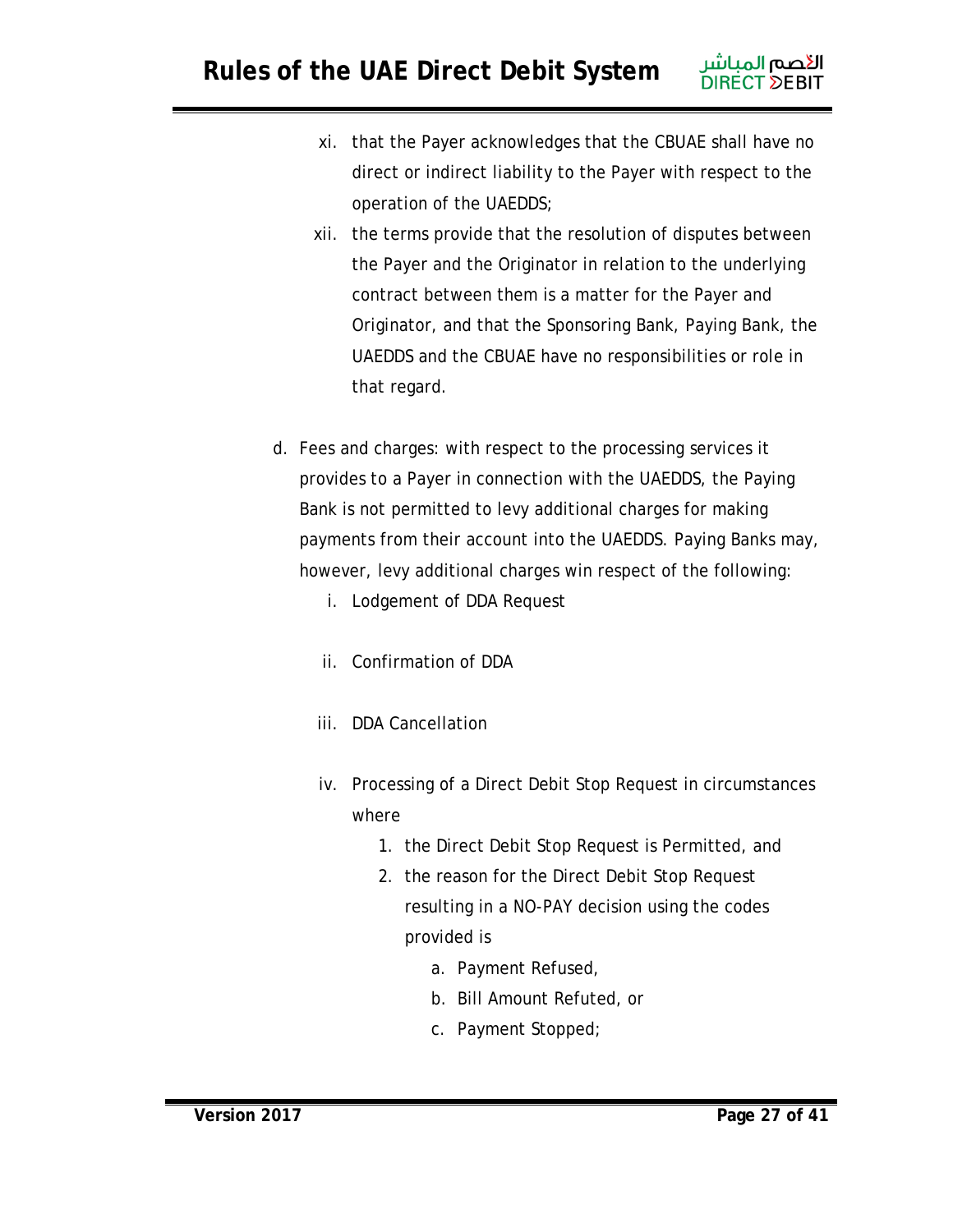xi. that the Payer acknowledges that the CBUAE shall have no direct or indirect liability to the Payer with respect to the operation of the UAEDDS;

xii. the terms provide that the resolution of disputes between the Payer and the Originator in relation to the underlying contract between them is a matter for the Payer and Originator, and that the Sponsoring Bank, Paying Bank, the UAEDDS and the CBUAE have no responsibilities or role in that regard.

d. Fees and charges: with respect to the processing services it provides to a Payer in connection with the UAEDDS, the Paying Bank is not permitted to levy additional charges for making payments from their account into the UAEDDS. Paying Banks may, however, levy additional charges win respect of the following:

   i. Lodgement of DDA Request

   ii. Confirmation of DDA

   iii. DDA Cancellation

   iv. Processing of a Direct Debit Stop Request in circumstances where

      1. the Direct Debit Stop Request is Permitted, and
      2. the reason for the Direct Debit Stop Request resulting in a NO-PAY decision using the codes provided is

         a. Payment Refused,
         b. Bill Amount Refuted, or
         c. Payment Stopped;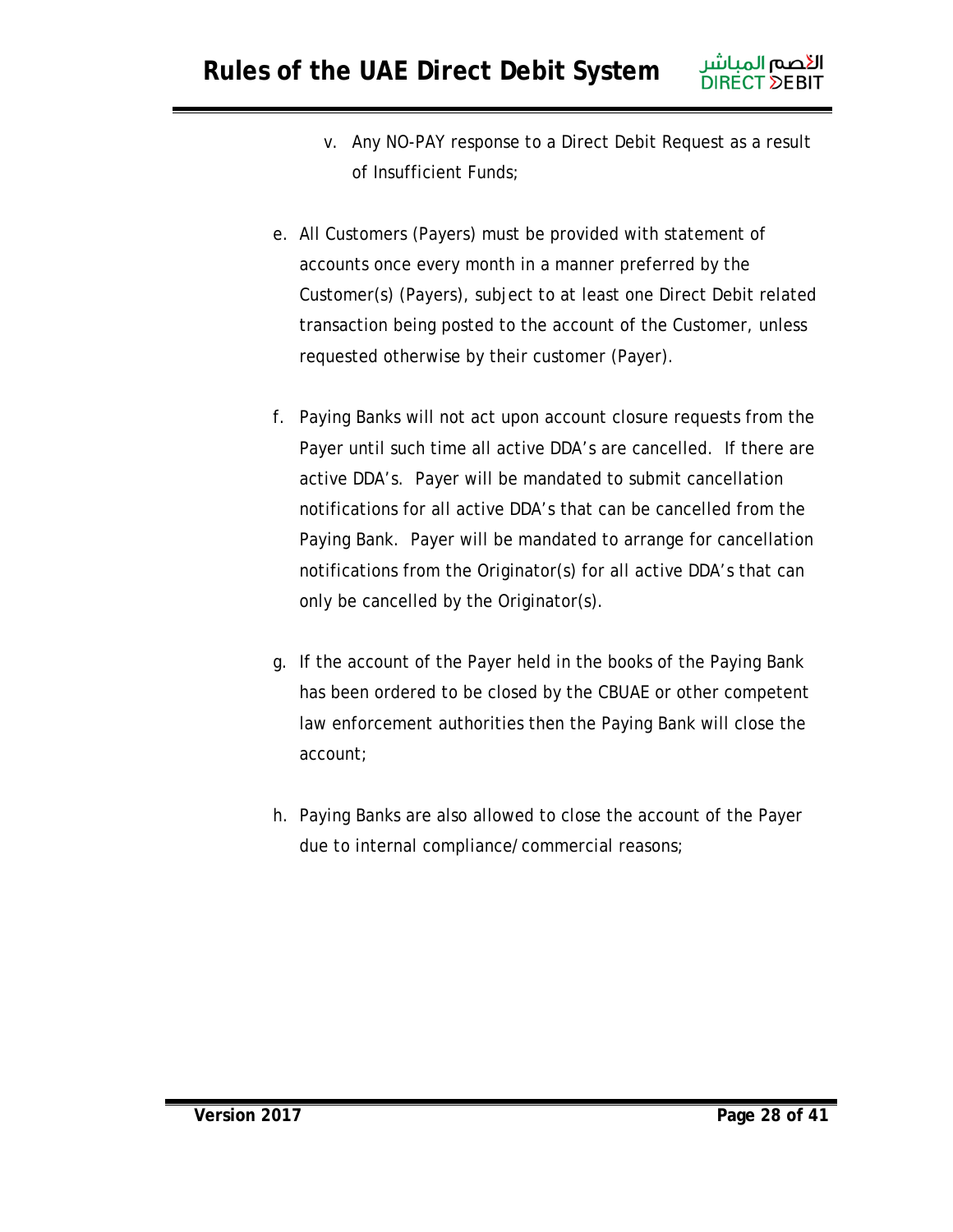v. Any NO-PAY response to a Direct Debit Request as a result of Insufficient Funds;

e. All Customers (Payers) must be provided with statement of accounts once every month in a manner preferred by the Customer(s) (Payers), subject to at least one Direct Debit related transaction being posted to the account of the Customer, unless requested otherwise by their customer (Payer).

f. Paying Banks will not act upon account closure requests from the Payer until such time all active DDA's are cancelled. If there are active DDA's. Payer will be mandated to submit cancellation notifications for all active DDA's that can be cancelled from the Paying Bank. Payer will be mandated to arrange for cancellation notifications from the Originator(s) for all active DDA's that can only be cancelled by the Originator(s).

g. If the account of the Payer held in the books of the Paying Bank has been ordered to be closed by the CBUAE or other competent law enforcement authorities then the Paying Bank will close the account;

h. Paying Banks are also allowed to close the account of the Payer due to internal compliance/commercial reasons;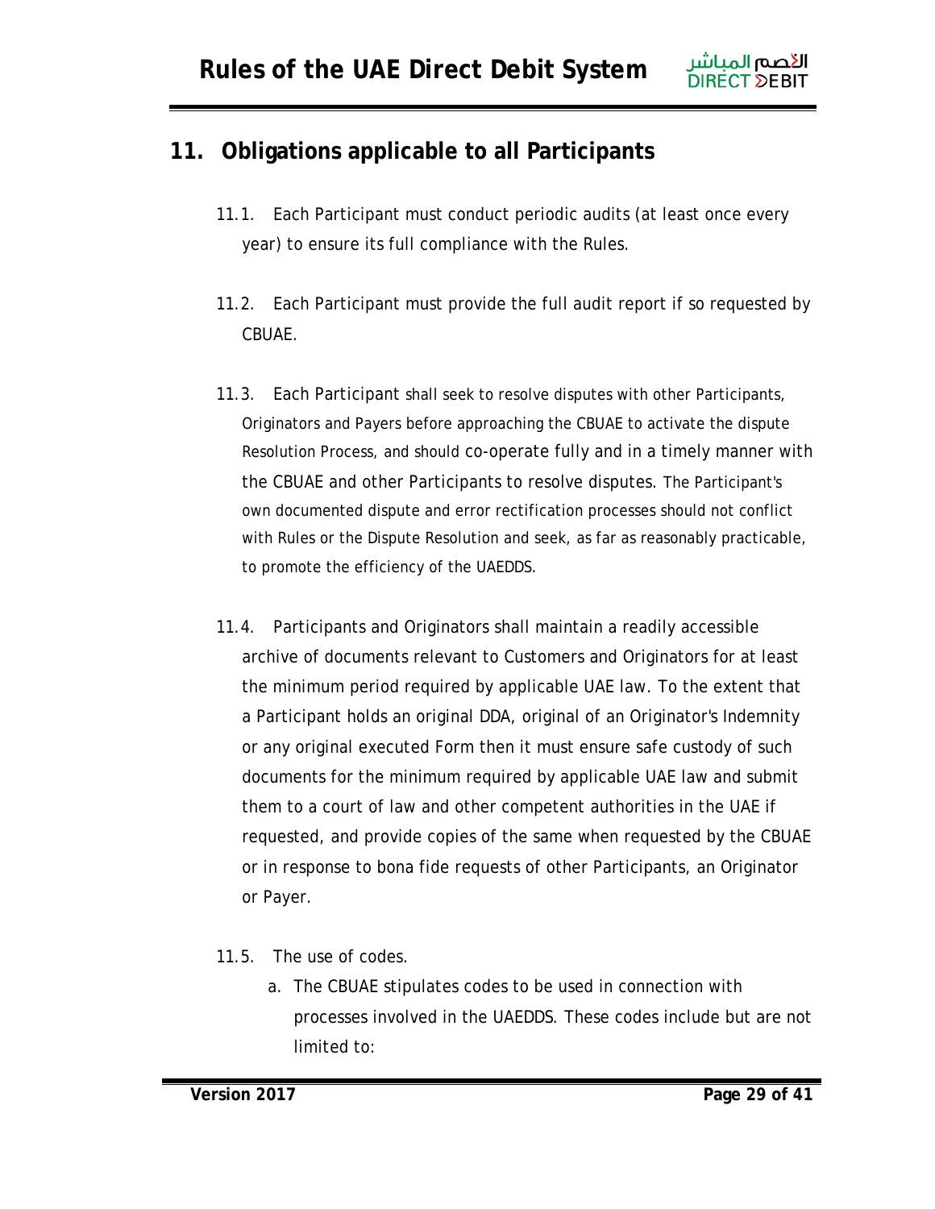## 11. Obligations applicable to all Participants

11.1. Each Participant must conduct periodic audits (at least once every year) to ensure its full compliance with the Rules.

11.2. Each Participant must provide the full audit report if so requested by CBUAE.

11.3. Each Participant shall seek to resolve disputes with other Participants, Originators and Payers before approaching the CBUAE to activate the dispute Resolution Process, and should co-operate fully and in a timely manner with the CBUAE and other Participants to resolve disputes. The Participant's own documented dispute and error rectification processes should not conflict with Rules or the Dispute Resolution and seek, as far as reasonably practicable, to promote the efficiency of the UAEDDS.

11.4. Participants and Originators shall maintain a readily accessible archive of documents relevant to Customers and Originators for at least the minimum period required by applicable UAE law. To the extent that a Participant holds an original DDA, original of an Originator's Indemnity or any original executed Form then it must ensure safe custody of such documents for the minimum required by applicable UAE law and submit them to a court of law and other competent authorities in the UAE if requested, and provide copies of the same when requested by the CBUAE or in response to bona fide requests of other Participants, an Originator or Payer.

11.5. The use of codes.

a. The CBUAE stipulates codes to be used in connection with processes involved in the UAEDDS. These codes include but are not limited to: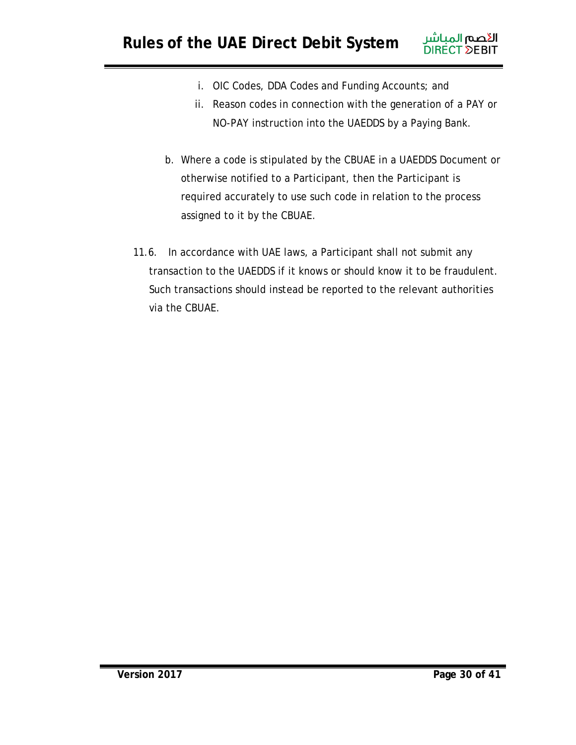i. OIC Codes, DDA Codes and Funding Accounts; and
   ii. Reason codes in connection with the generation of a PAY or NO-PAY instruction into the UAEDDS by a Paying Bank.

b. Where a code is stipulated by the CBUAE in a UAEDDS Document or otherwise notified to a Participant, then the Participant is required accurately to use such code in relation to the process assigned to it by the CBUAE.

11.6. In accordance with UAE laws, a Participant shall not submit any transaction to the UAEDDS if it knows or should know it to be fraudulent. Such transactions should instead be reported to the relevant authorities via the CBUAE.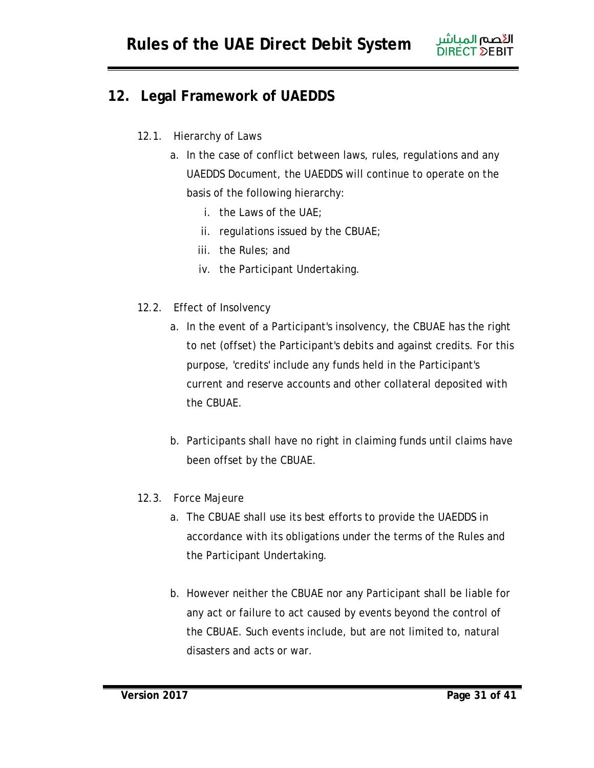## 12. Legal Framework of UAEDDS

### 12.1. Hierarchy of Laws

a. In the case of conflict between laws, rules, regulations and any UAEDDS Document, the UAEDDS will continue to operate on the basis of the following hierarchy:

   i. the Laws of the UAE;

   ii. regulations issued by the CBUAE;

   iii. the Rules; and

   iv. the Participant Undertaking.

### 12.2. Effect of Insolvency

a. In the event of a Participant's insolvency, the CBUAE has the right to net (offset) the Participant's debits and against credits. For this purpose, 'credits' include any funds held in the Participant's current and reserve accounts and other collateral deposited with the CBUAE.

b. Participants shall have no right in claiming funds until claims have been offset by the CBUAE.

### 12.3. Force Majeure

a. The CBUAE shall use its best efforts to provide the UAEDDS in accordance with its obligations under the terms of the Rules and the Participant Undertaking.

b. However neither the CBUAE nor any Participant shall be liable for any act or failure to act caused by events beyond the control of the CBUAE. Such events include, but are not limited to, natural disasters and acts or war.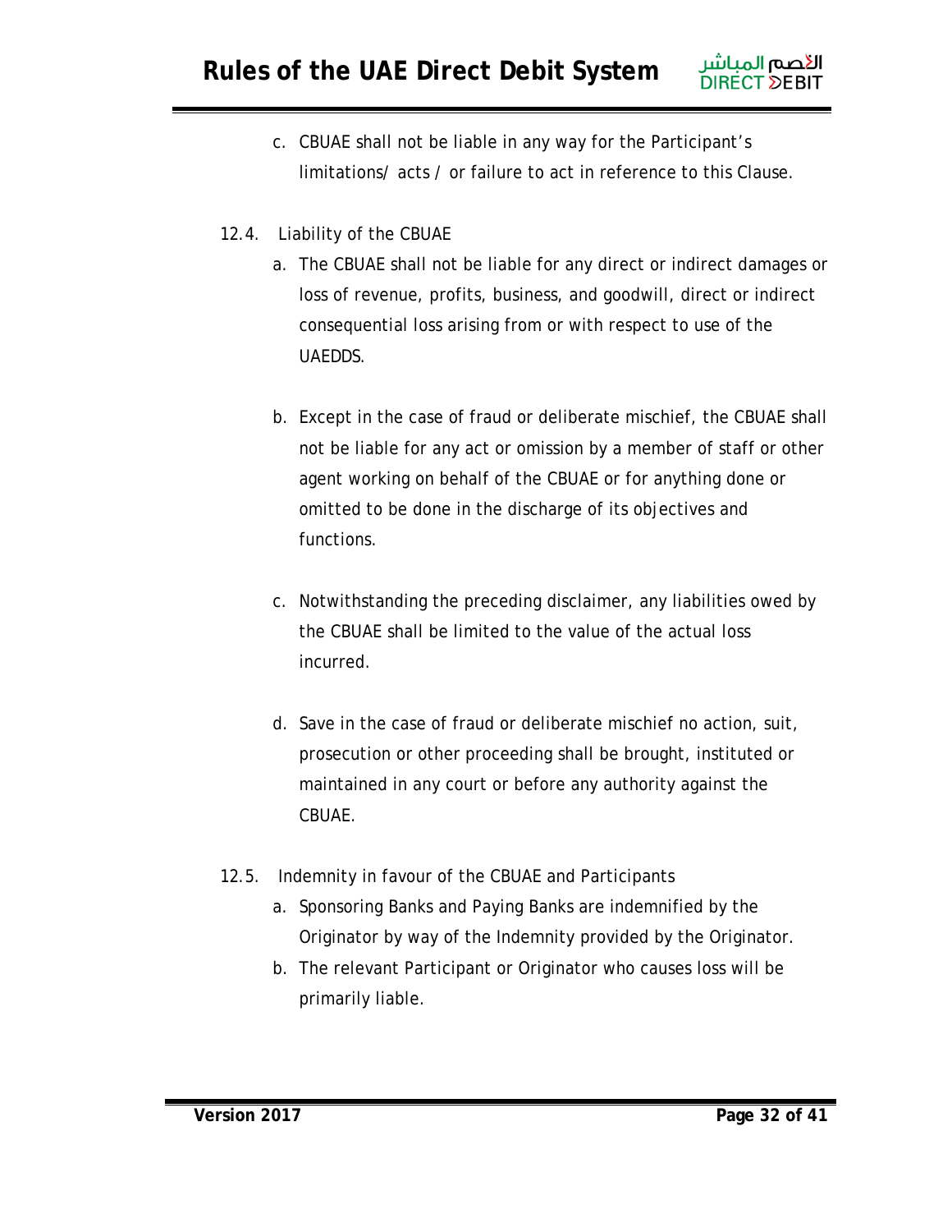c. CBUAE shall not be liable in any way for the Participant's limitations/ acts / or failure to act in reference to this Clause.

12.4. Liability of the CBUAE

a. The CBUAE shall not be liable for any direct or indirect damages or loss of revenue, profits, business, and goodwill, direct or indirect consequential loss arising from or with respect to use of the UAEDDS.

b. Except in the case of fraud or deliberate mischief, the CBUAE shall not be liable for any act or omission by a member of staff or other agent working on behalf of the CBUAE or for anything done or omitted to be done in the discharge of its objectives and functions.

c. Notwithstanding the preceding disclaimer, any liabilities owed by the CBUAE shall be limited to the value of the actual loss incurred.

d. Save in the case of fraud or deliberate mischief no action, suit, prosecution or other proceeding shall be brought, instituted or maintained in any court or before any authority against the CBUAE.

12.5. Indemnity in favour of the CBUAE and Participants

a. Sponsoring Banks and Paying Banks are indemnified by the Originator by way of the Indemnity provided by the Originator.

b. The relevant Participant or Originator who causes loss will be primarily liable.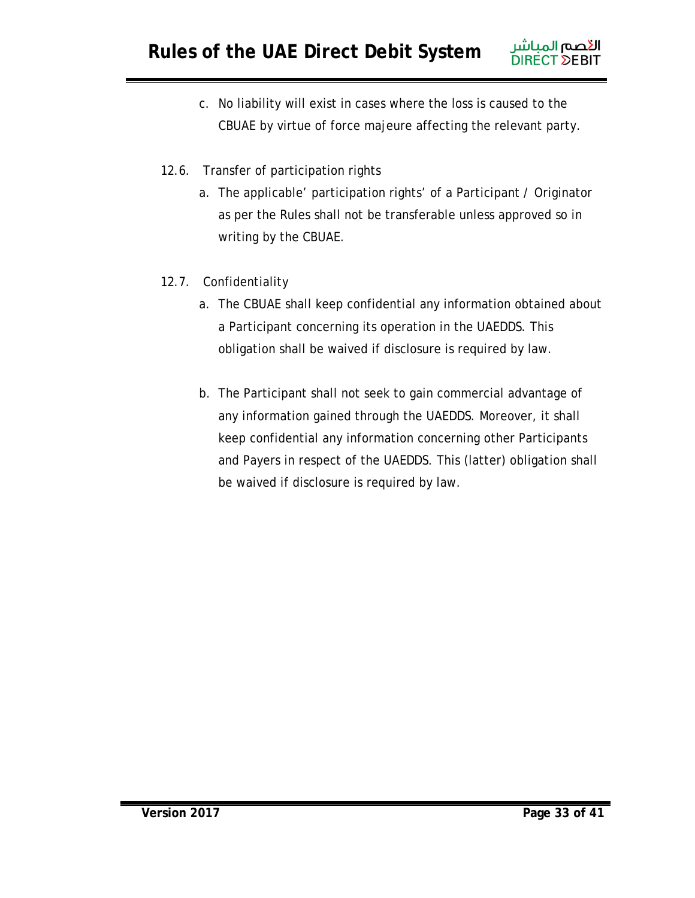c. No liability will exist in cases where the loss is caused to the CBUAE by virtue of force majeure affecting the relevant party.

### 12.6. Transfer of participation rights

a. The applicable' participation rights' of a Participant / Originator as per the Rules shall not be transferable unless approved so in writing by the CBUAE.

### 12.7. Confidentiality

a. The CBUAE shall keep confidential any information obtained about a Participant concerning its operation in the UAEDDS. This obligation shall be waived if disclosure is required by law.

b. The Participant shall not seek to gain commercial advantage of any information gained through the UAEDDS. Moreover, it shall keep confidential any information concerning other Participants and Payers in respect of the UAEDDS. This (latter) obligation shall be waived if disclosure is required by law.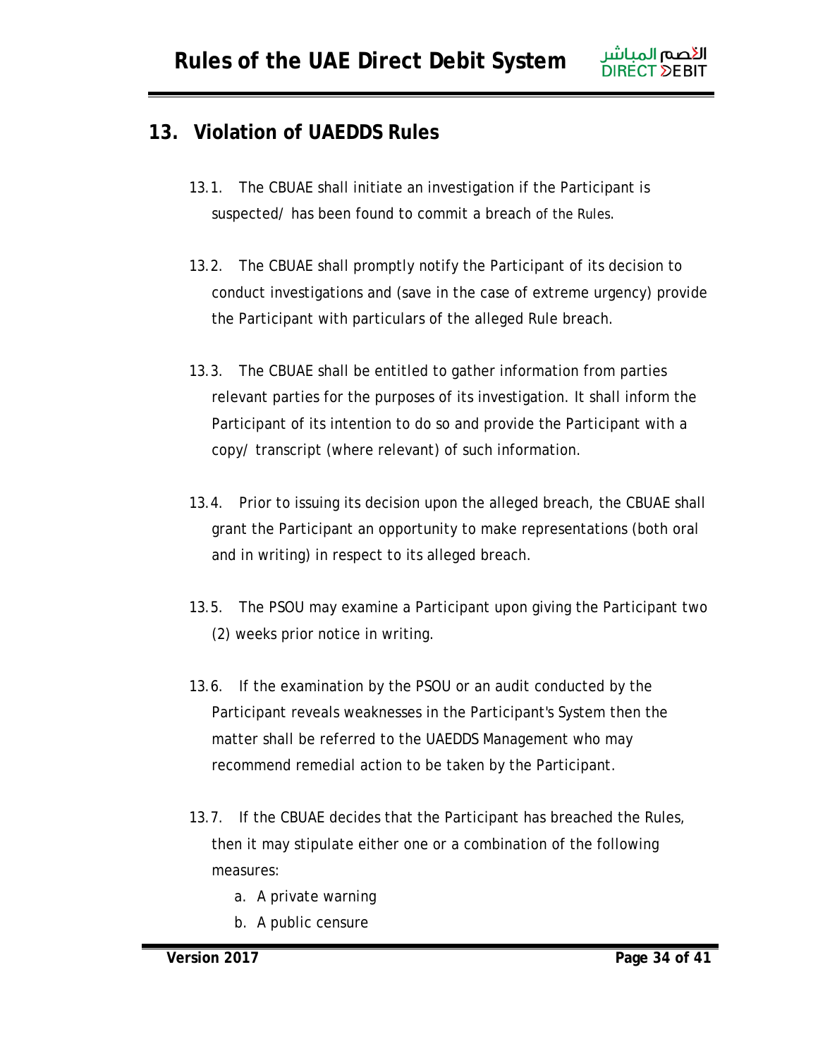## 13. Violation of UAEDDS Rules

13.1. The CBUAE shall initiate an investigation if the Participant is suspected/ has been found to commit a breach of the Rules.

13.2. The CBUAE shall promptly notify the Participant of its decision to conduct investigations and (save in the case of extreme urgency) provide the Participant with particulars of the alleged Rule breach.

13.3. The CBUAE shall be entitled to gather information from parties relevant parties for the purposes of its investigation. It shall inform the Participant of its intention to do so and provide the Participant with a copy/ transcript (where relevant) of such information.

13.4. Prior to issuing its decision upon the alleged breach, the CBUAE shall grant the Participant an opportunity to make representations (both oral and in writing) in respect to its alleged breach.

13.5. The PSOU may examine a Participant upon giving the Participant two (2) weeks prior notice in writing.

13.6. If the examination by the PSOU or an audit conducted by the Participant reveals weaknesses in the Participant's System then the matter shall be referred to the UAEDDS Management who may recommend remedial action to be taken by the Participant.

13.7. If the CBUAE decides that the Participant has breached the Rules, then it may stipulate either one or a combination of the following measures:

a. A private warning
b. A public censure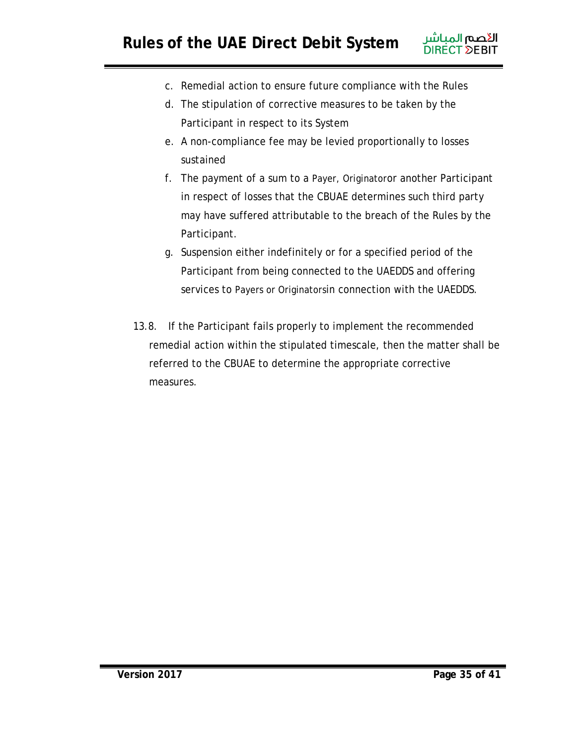c. Remedial action to ensure future compliance with the Rules
d. The stipulation of corrective measures to be taken by the Participant in respect to its System
e. A non-compliance fee may be levied proportionally to losses sustained
f. The payment of a sum to a Payer, Originatoror another Participant in respect of losses that the CBUAE determines such third party may have suffered attributable to the breach of the Rules by the Participant.
g. Suspension either indefinitely or for a specified period of the Participant from being connected to the UAEDDS and offering services to Payers or Originatorsin connection with the UAEDDS.

13.8. If the Participant fails properly to implement the recommended remedial action within the stipulated timescale, then the matter shall be referred to the CBUAE to determine the appropriate corrective measures.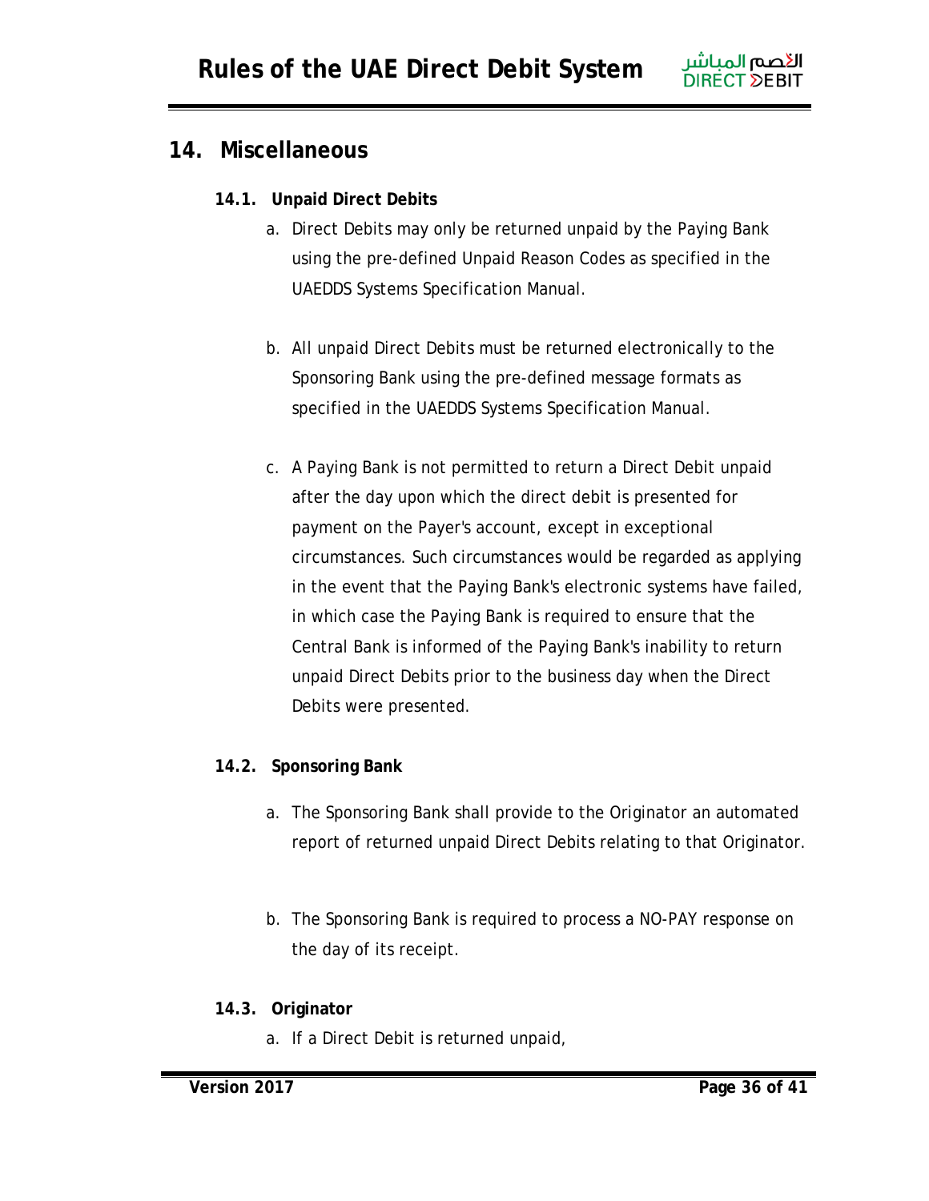# 14. Miscellaneous

## 14.1. Unpaid Direct Debits

a. Direct Debits may only be returned unpaid by the Paying Bank using the pre-defined Unpaid Reason Codes as specified in the UAEDDS Systems Specification Manual.

b. All unpaid Direct Debits must be returned electronically to the Sponsoring Bank using the pre-defined message formats as specified in the UAEDDS Systems Specification Manual.

c. A Paying Bank is not permitted to return a Direct Debit unpaid after the day upon which the direct debit is presented for payment on the Payer's account, except in exceptional circumstances. Such circumstances would be regarded as applying in the event that the Paying Bank's electronic systems have failed, in which case the Paying Bank is required to ensure that the Central Bank is informed of the Paying Bank's inability to return unpaid Direct Debits prior to the business day when the Direct Debits were presented.

## 14.2. Sponsoring Bank

a. The Sponsoring Bank shall provide to the Originator an automated report of returned unpaid Direct Debits relating to that Originator.

b. The Sponsoring Bank is required to process a NO-PAY response on the day of its receipt.

## 14.3. Originator

a. If a Direct Debit is returned unpaid,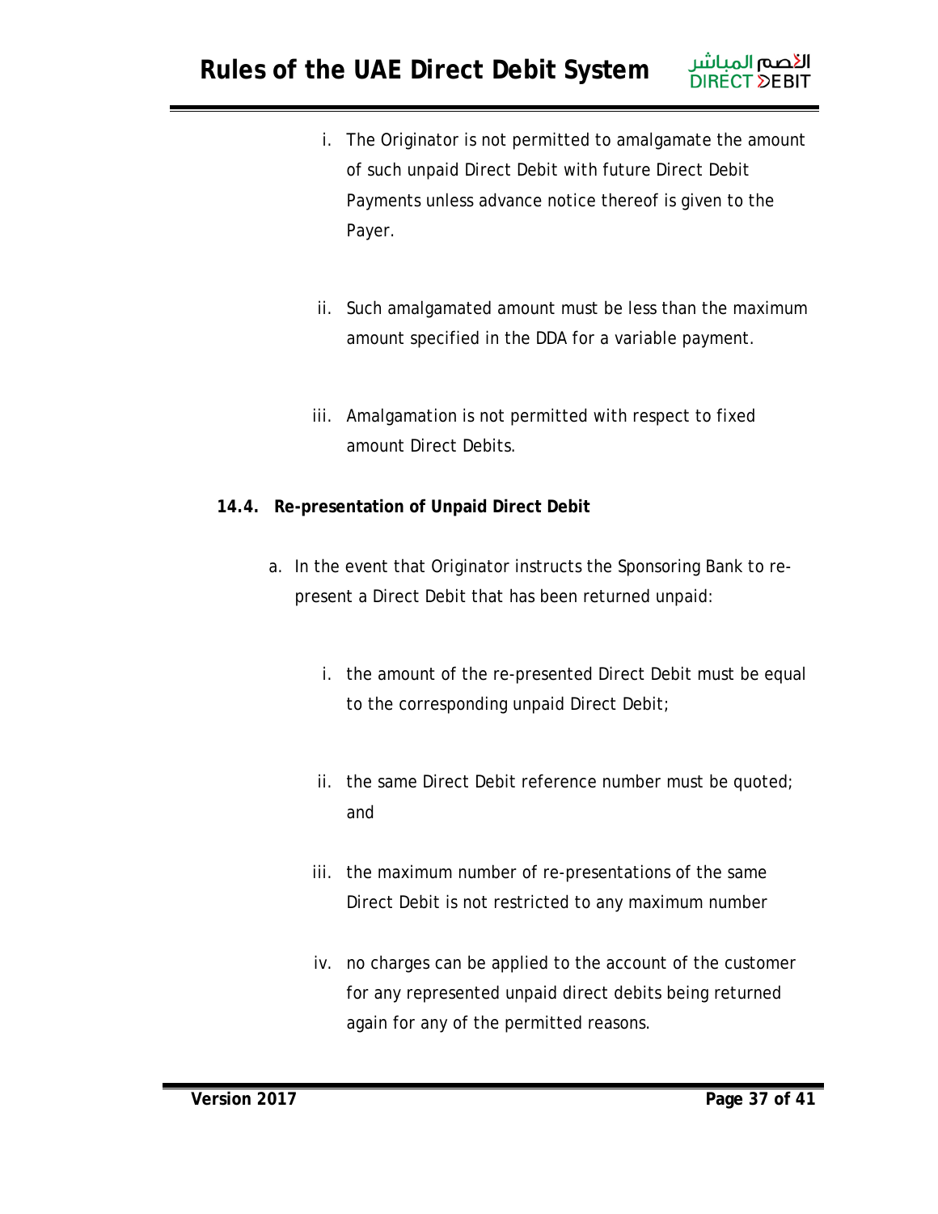i. The Originator is not permitted to amalgamate the amount of such unpaid Direct Debit with future Direct Debit Payments unless advance notice thereof is given to the Payer.

ii. Such amalgamated amount must be less than the maximum amount specified in the DDA for a variable payment.

iii. Amalgamation is not permitted with respect to fixed amount Direct Debits.

**14.4. Re-presentation of Unpaid Direct Debit**

a. In the event that Originator instructs the Sponsoring Bank to re-present a Direct Debit that has been returned unpaid:

   i. the amount of the re-presented Direct Debit must be equal to the corresponding unpaid Direct Debit;

   ii. the same Direct Debit reference number must be quoted; and

   iii. the maximum number of re-presentations of the same Direct Debit is not restricted to any maximum number

   iv. no charges can be applied to the account of the customer for any represented unpaid direct debits being returned again for any of the permitted reasons.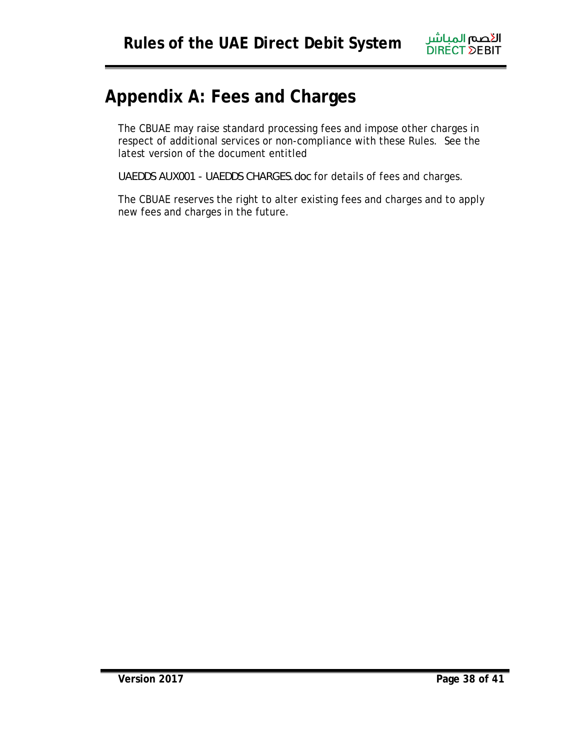# Appendix A: Fees and Charges

The CBUAE may raise standard processing fees and impose other charges in respect of additional services or non-compliance with these Rules. See the latest version of the document entitled

UAEDDS AUX001 - UAEDDS CHARGES.doc for details of fees and charges.

The CBUAE reserves the right to alter existing fees and charges and to apply new fees and charges in the future.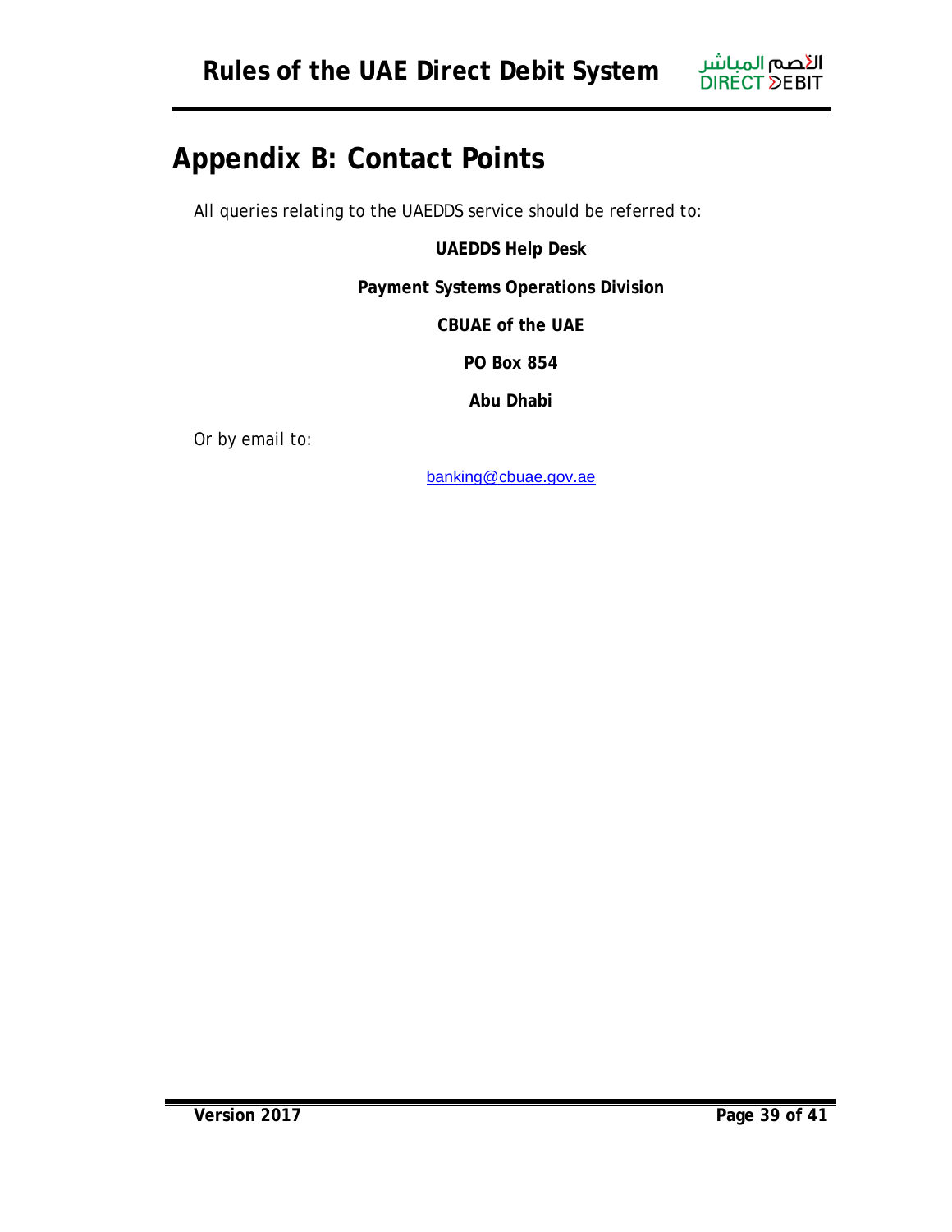# Appendix B: Contact Points

All queries relating to the UAEDDS service should be referred to:

**UAEDDS Help Desk**

**Payment Systems Operations Division**

**CBUAE of the UAE**

**PO Box 854**

**Abu Dhabi**

Or by email to:

banking@cbuae.gov.ae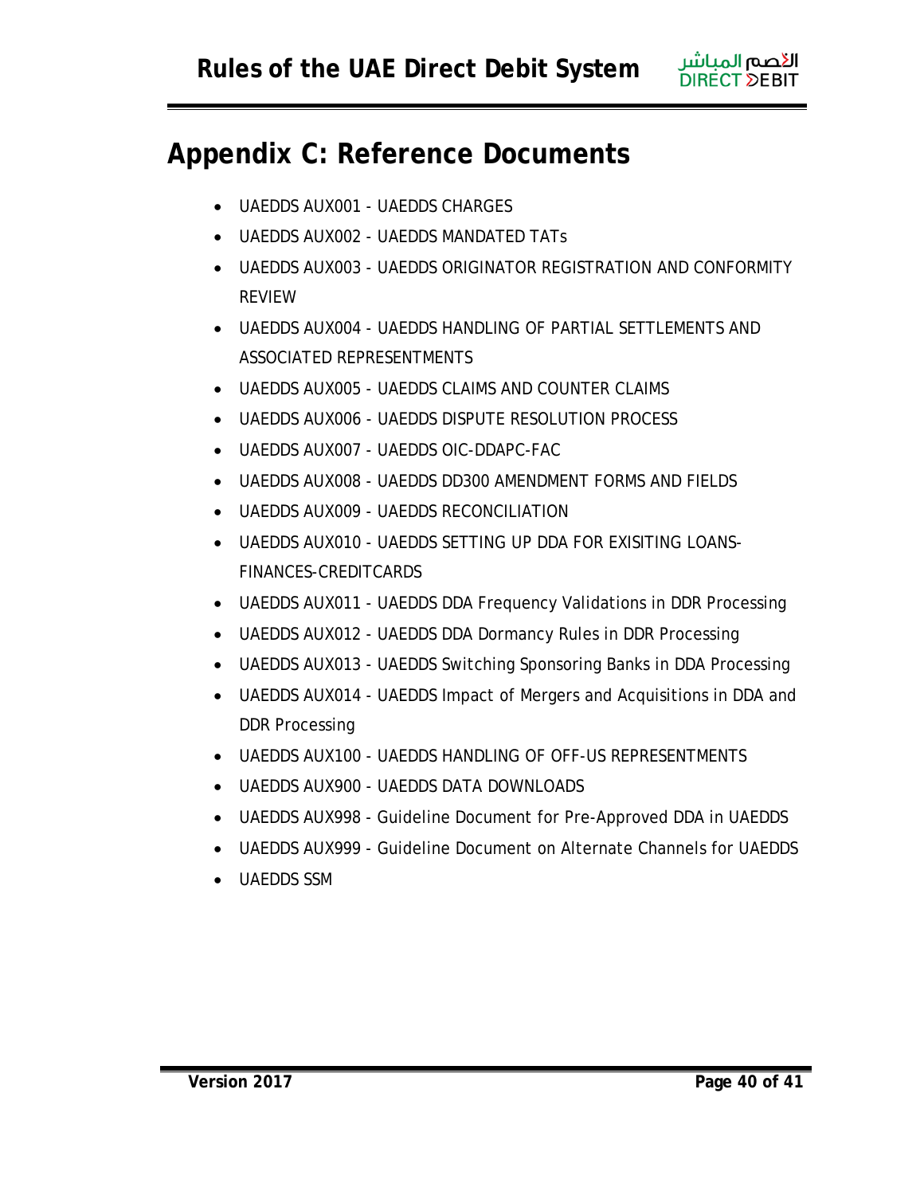# Appendix C: Reference Documents

- UAEDDS AUX001 - UAEDDS CHARGES
- UAEDDS AUX002 - UAEDDS MANDATED TATs
- UAEDDS AUX003 - UAEDDS ORIGINATOR REGISTRATION AND CONFORMITY REVIEW
- UAEDDS AUX004 - UAEDDS HANDLING OF PARTIAL SETTLEMENTS AND ASSOCIATED REPRESENTMENTS
- UAEDDS AUX005 - UAEDDS CLAIMS AND COUNTER CLAIMS
- UAEDDS AUX006 - UAEDDS DISPUTE RESOLUTION PROCESS
- UAEDDS AUX007 - UAEDDS OIC-DDAPC-FAC
- UAEDDS AUX008 - UAEDDS DD300 AMENDMENT FORMS AND FIELDS
- UAEDDS AUX009 - UAEDDS RECONCILIATION
- UAEDDS AUX010 - UAEDDS SETTING UP DDA FOR EXISITING LOANS-FINANCES-CREDITCARDS
- UAEDDS AUX011 - UAEDDS DDA Frequency Validations in DDR Processing
- UAEDDS AUX012 - UAEDDS DDA Dormancy Rules in DDR Processing
- UAEDDS AUX013 - UAEDDS Switching Sponsoring Banks in DDA Processing
- UAEDDS AUX014 - UAEDDS Impact of Mergers and Acquisitions in DDA and DDR Processing
- UAEDDS AUX100 - UAEDDS HANDLING OF OFF-US REPRESENTMENTS
- UAEDDS AUX900 - UAEDDS DATA DOWNLOADS
- UAEDDS AUX998 - Guideline Document for Pre-Approved DDA in UAEDDS
- UAEDDS AUX999 - Guideline Document on Alternate Channels for UAEDDS
- UAEDDS SSM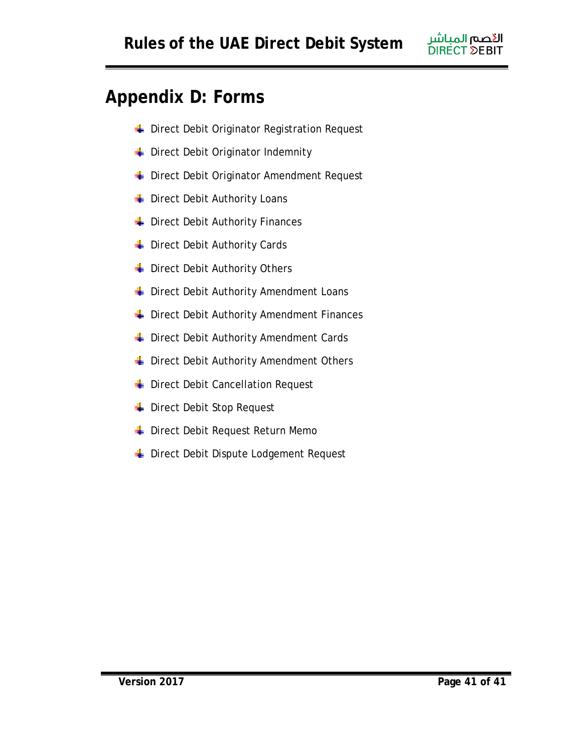# Appendix D: Forms

- Direct Debit Originator Registration Request
- Direct Debit Originator Indemnity
- Direct Debit Originator Amendment Request
- Direct Debit Authority Loans
- Direct Debit Authority Finances
- Direct Debit Authority Cards
- Direct Debit Authority Others
- Direct Debit Authority Amendment Loans
- Direct Debit Authority Amendment Finances
- Direct Debit Authority Amendment Cards
- Direct Debit Authority Amendment Others
- Direct Debit Cancellation Request
- Direct Debit Stop Request
- Direct Debit Request Return Memo
- Direct Debit Dispute Lodgement Request